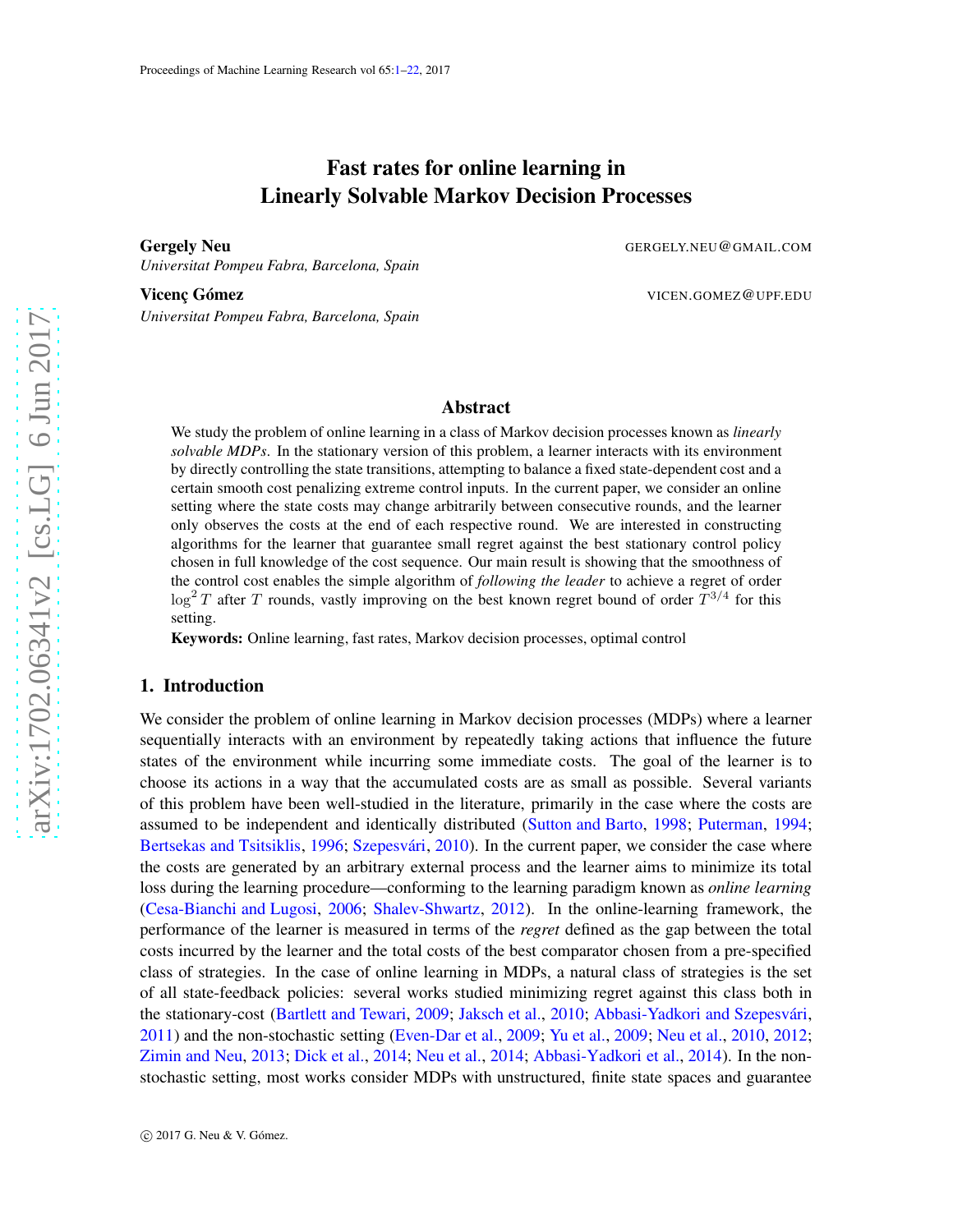# Fast rates for online learning in Linearly Solvable Markov Decision Processes

**Gergely Neu** GERGELY.NEU@GMAIL.COM
*Universitat Pompeu Fabra, Barcelona, Spain*

**Vicenç Gómez** VICEN.GOMEZ@UPF.EDU
*Universitat Pompeu Fabra, Barcelona, Spain*

## Abstract

We study the problem of online learning in a class of Markov decision processes known as *linearly solvable MDPs*. In the stationary version of this problem, a learner interacts with its environment by directly controlling the state transitions, attempting to balance a fixed state-dependent cost and a certain smooth cost penalizing extreme control inputs. In the current paper, we consider an online setting where the state costs may change arbitrarily between consecutive rounds, and the learner only observes the costs at the end of each respective round. We are interested in constructing algorithms for the learner that guarantee small regret against the best stationary control policy chosen in full knowledge of the cost sequence. Our main result is showing that the smoothness of the control cost enables the simple algorithm of *following the leader* to achieve a regret of order $\log^2 T$ after $T$ rounds, vastly improving on the best known regret bound of order $T^{3/4}$ for this setting.

**Keywords:** Online learning, fast rates, Markov decision processes, optimal control

## 1. Introduction

We consider the problem of online learning in Markov decision processes (MDPs) where a learner sequentially interacts with an environment by repeatedly taking actions that influence the future states of the environment while incurring some immediate costs. The goal of the learner is to choose its actions in a way that the accumulated costs are as small as possible. Several variants of this problem have been well-studied in the literature, primarily in the case where the costs are assumed to be independent and identically distributed (Sutton and Barto, 1998; Puterman, 1994; Bertsekas and Tsitsiklis, 1996; Szepesvári, 2010). In the current paper, we consider the case where the costs are generated by an arbitrary external process and the learner aims to minimize its total loss during the learning procedure—conforming to the learning paradigm known as *online learning* (Cesa-Bianchi and Lugosi, 2006; Shalev-Shwartz, 2012). In the online-learning framework, the performance of the learner is measured in terms of the *regret* defined as the gap between the total costs incurred by the learner and the total costs of the best comparator chosen from a pre-specified class of strategies. In the case of online learning in MDPs, a natural class of strategies is the set of all state-feedback policies: several works studied minimizing regret against this class both in the stationary-cost (Bartlett and Tewari, 2009; Jaksch et al., 2010; Abbasi-Yadkori and Szepesvári, 2011) and the non-stochastic setting (Even-Dar et al., 2009; Yu et al., 2009; Neu et al., 2010, 2012; Zimin and Neu, 2013; Dick et al., 2014; Neu et al., 2014; Abbasi-Yadkori et al., 2014). In the non-stochastic setting, most works consider MDPs with unstructured, finite state spaces and guarantee

© 2017 G. Neu & V. Gómez.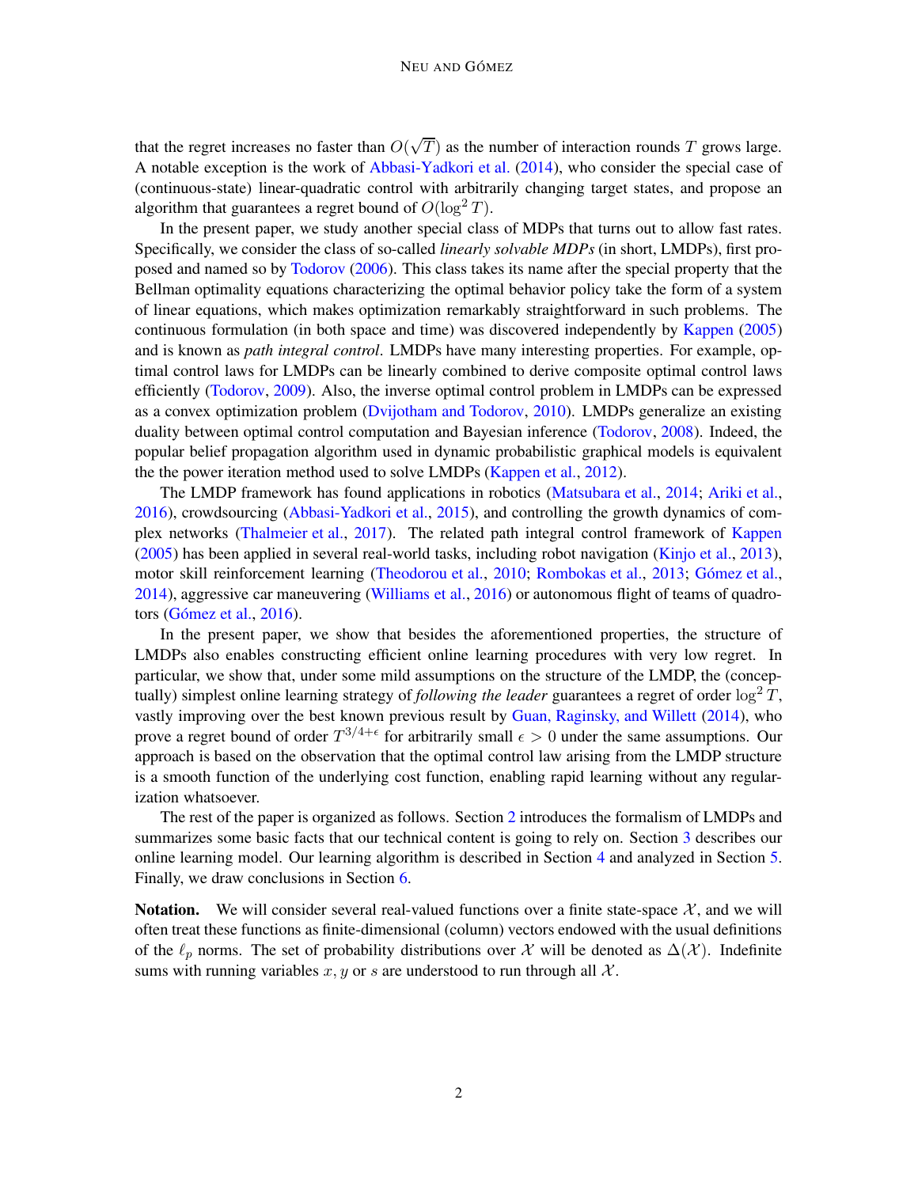that the regret increases no faster than $O(\sqrt{T})$ as the number of interaction rounds $T$ grows large. A notable exception is the work of Abbasi-Yadkori et al. (2014), who consider the special case of (continuous-state) linear-quadratic control with arbitrarily changing target states, and propose an algorithm that guarantees a regret bound of $O(\log^2 T)$.

In the present paper, we study another special class of MDPs that turns out to allow fast rates. Specifically, we consider the class of so-called *linearly solvable MDPs* (in short, LMDPs), first proposed and named so by Todorov (2006). This class takes its name after the special property that the Bellman optimality equations characterizing the optimal behavior policy take the form of a system of linear equations, which makes optimization remarkably straightforward in such problems. The continuous formulation (in both space and time) was discovered independently by Kappen (2005) and is known as *path integral control*. LMDPs have many interesting properties. For example, optimal control laws for LMDPs can be linearly combined to derive composite optimal control laws efficiently (Todorov, 2009). Also, the inverse optimal control problem in LMDPs can be expressed as a convex optimization problem (Dvijotham and Todorov, 2010). LMDPs generalize an existing duality between optimal control computation and Bayesian inference (Todorov, 2008). Indeed, the popular belief propagation algorithm used in dynamic probabilistic graphical models is equivalent the the power iteration method used to solve LMDPs (Kappen et al., 2012).

The LMDP framework has found applications in robotics (Matsubara et al., 2014; Ariki et al., 2016), crowdsourcing (Abbasi-Yadkori et al., 2015), and controlling the growth dynamics of complex networks (Thalmeier et al., 2017). The related path integral control framework of Kappen (2005) has been applied in several real-world tasks, including robot navigation (Kinjo et al., 2013), motor skill reinforcement learning (Theodorou et al., 2010; Rombokas et al., 2013; Gómez et al., 2014), aggressive car maneuvering (Williams et al., 2016) or autonomous flight of teams of quadrotors (Gómez et al., 2016).

In the present paper, we show that besides the aforementioned properties, the structure of LMDPs also enables constructing efficient online learning procedures with very low regret. In particular, we show that, under some mild assumptions on the structure of the LMDP, the (conceptually) simplest online learning strategy of *following the leader* guarantees a regret of order $\log^2 T$, vastly improving over the best known previous result by Guan, Raginsky, and Willett (2014), who prove a regret bound of order $T^{3/4+\epsilon}$ for arbitrarily small $\epsilon > 0$ under the same assumptions. Our approach is based on the observation that the optimal control law arising from the LMDP structure is a smooth function of the underlying cost function, enabling rapid learning without any regularization whatsoever.

The rest of the paper is organized as follows. Section 2 introduces the formalism of LMDPs and summarizes some basic facts that our technical content is going to rely on. Section 3 describes our online learning model. Our learning algorithm is described in Section 4 and analyzed in Section 5. Finally, we draw conclusions in Section 6.

**Notation.** We will consider several real-valued functions over a finite state-space $\mathcal{X}$, and we will often treat these functions as finite-dimensional (column) vectors endowed with the usual definitions of the $\ell_p$ norms. The set of probability distributions over $\mathcal{X}$ will be denoted as $\Delta(\mathcal{X})$. Indefinite sums with running variables $x, y$ or $s$ are understood to run through all $\mathcal{X}$.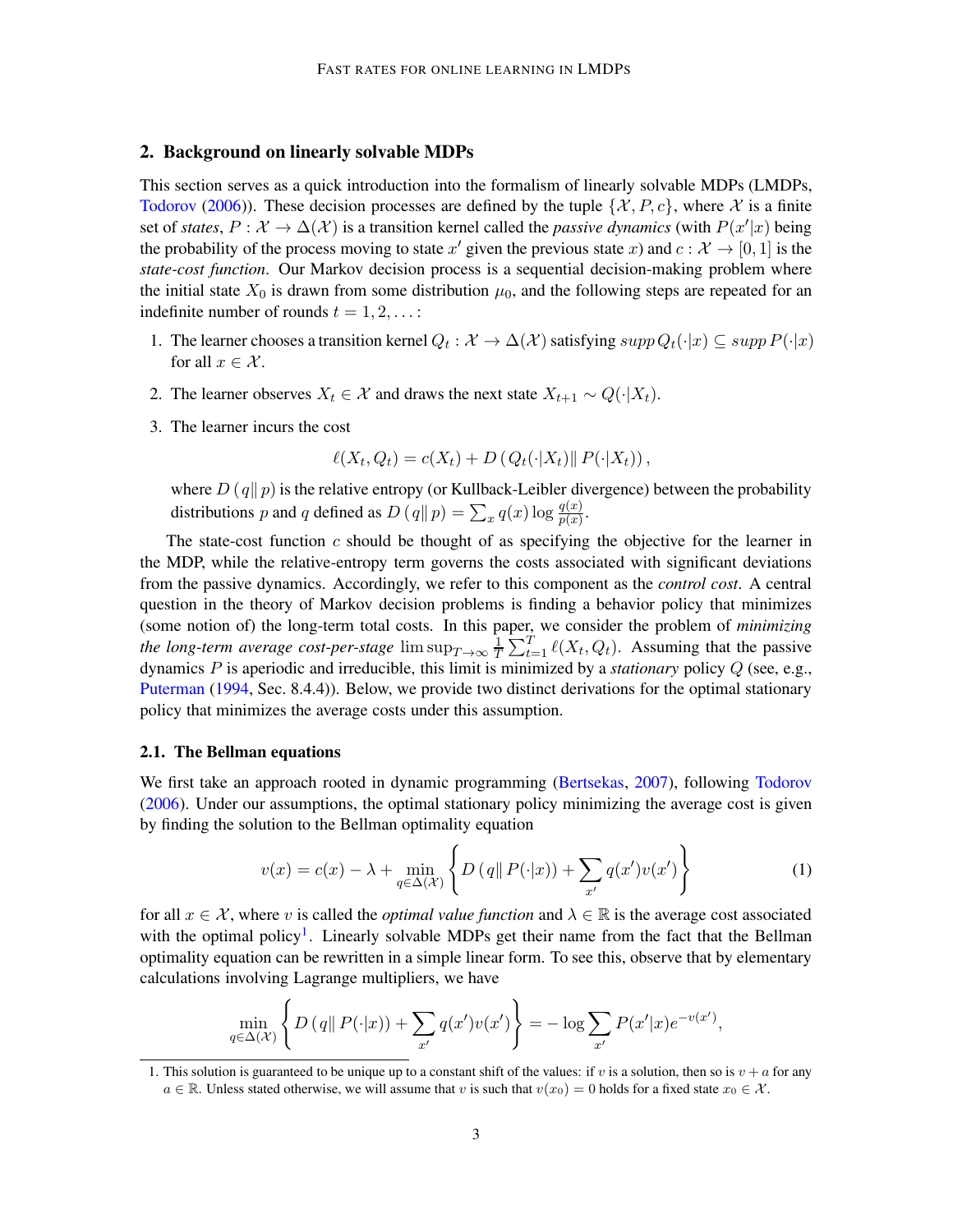## 2. Background on linearly solvable MDPs

This section serves as a quick introduction into the formalism of linearly solvable MDPs (LMDPs, Todorov (2006)). These decision processes are defined by the tuple $\{\mathcal{X}, P, c\}$, where $\mathcal{X}$ is a finite set of *states*, $P : \mathcal{X} \to \Delta(\mathcal{X})$ is a transition kernel called the *passive dynamics* (with $P(x'|x)$ being the probability of the process moving to state $x'$ given the previous state $x$) and $c : \mathcal{X} \to [0, 1]$ is the *state-cost function*. Our Markov decision process is a sequential decision-making problem where the initial state $X_0$ is drawn from some distribution $\mu_0$, and the following steps are repeated for an indefinite number of rounds $t = 1, 2, \dots$:

1. The learner chooses a transition kernel $Q_t : \mathcal{X} \to \Delta(\mathcal{X})$ satisfying $supp\, Q_t(\cdot|x) \subseteq supp\, P(\cdot|x)$ for all $x \in \mathcal{X}$.
2. The learner observes $X_t \in \mathcal{X}$ and draws the next state $X_{t+1} \sim Q(\cdot|X_t)$.
3. The learner incurs the cost

$$\ell(X_t, Q_t) = c(X_t) + D\left(Q_t(\cdot|X_t) \| P(\cdot|X_t)\right),$$

where $D\left(q\| p\right)$ is the relative entropy (or Kullback-Leibler divergence) between the probability distributions $p$ and $q$ defined as $D\left(q\| p\right) = \sum_x q(x) \log \frac{q(x)}{p(x)}$.

The state-cost function $c$ should be thought of as specifying the objective for the learner in the MDP, while the relative-entropy term governs the costs associated with significant deviations from the passive dynamics. Accordingly, we refer to this component as the *control cost*. A central question in the theory of Markov decision problems is finding a behavior policy that minimizes (some notion of) the long-term total costs. In this paper, we consider the problem of *minimizing the long-term average cost-per-stage* $\limsup_{T\to\infty} \frac{1}{T} \sum_{t=1}^{T} \ell(X_t, Q_t)$. Assuming that the passive dynamics $P$ is aperiodic and irreducible, this limit is minimized by a *stationary* policy $Q$ (see, e.g., Puterman (1994, Sec. 8.4.4)). Below, we provide two distinct derivations for the optimal stationary policy that minimizes the average costs under this assumption.

### 2.1. The Bellman equations

We first take an approach rooted in dynamic programming (Bertsekas, 2007), following Todorov (2006). Under our assumptions, the optimal stationary policy minimizing the average cost is given by finding the solution to the Bellman optimality equation

$$v(x) = c(x) - \lambda + \min_{q \in \Delta(\mathcal{X})} \left\{ D\left(q\| P(\cdot|x)\right) + \sum_{x'} q(x')v(x') \right\} \tag{1}$$

for all $x \in \mathcal{X}$, where $v$ is called the *optimal value function* and $\lambda \in \mathbb{R}$ is the average cost associated with the optimal policy[1]. Linearly solvable MDPs get their name from the fact that the Bellman optimality equation can be rewritten in a simple linear form. To see this, observe that by elementary calculations involving Lagrange multipliers, we have

$$\min_{q \in \Delta(\mathcal{X})} \left\{ D\left(q\| P(\cdot|x)\right) + \sum_{x'} q(x')v(x') \right\} = -\log \sum_{x'} P(x'|x) e^{-v(x')},$$

1. This solution is guaranteed to be unique up to a constant shift of the values: if $v$ is a solution, then so is $v + a$ for any $a \in \mathbb{R}$. Unless stated otherwise, we will assume that $v$ is such that $v(x_0) = 0$ holds for a fixed state $x_0 \in \mathcal{X}$.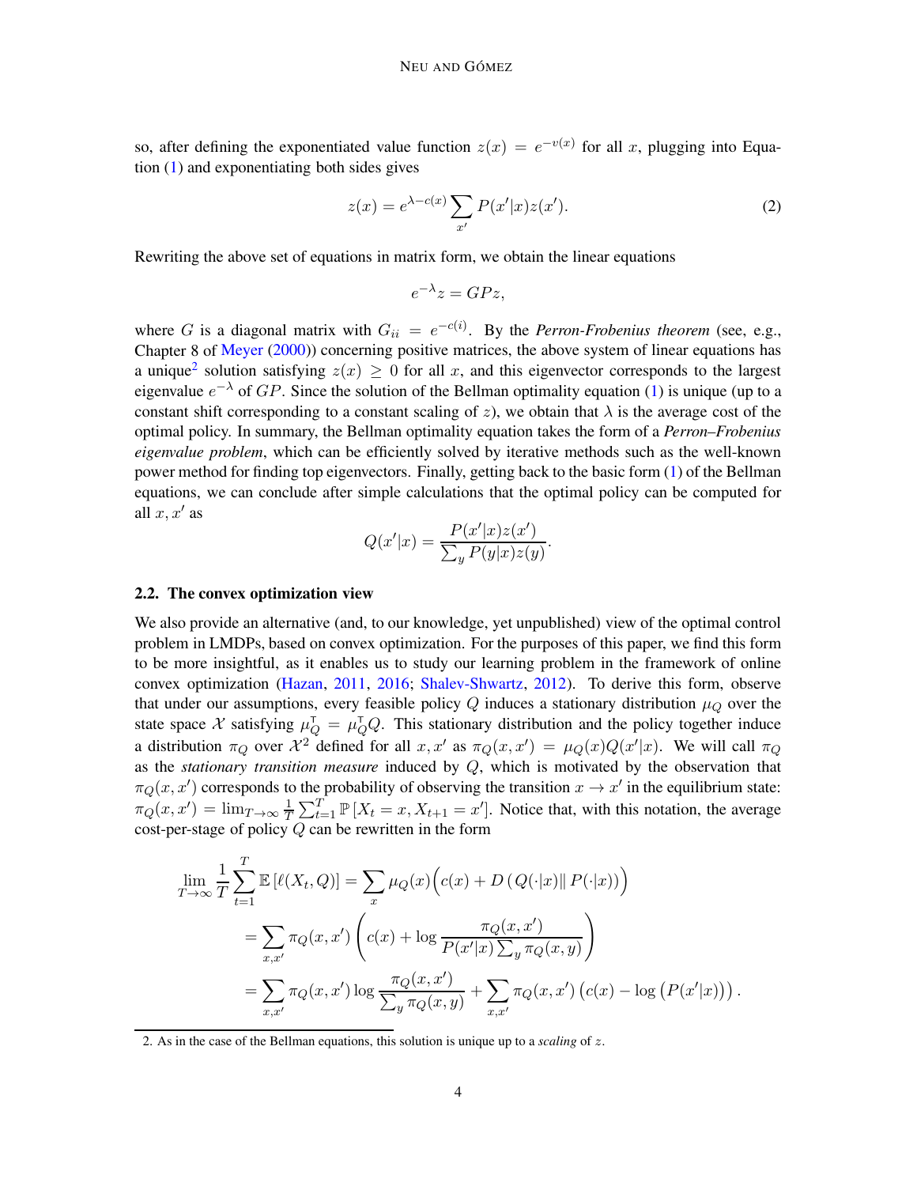so, after defining the exponentiated value function $z(x) = e^{-v(x)}$ for all $x$, plugging into Equation (1) and exponentiating both sides gives

$$z(x) = e^{\lambda - c(x)} \sum_{x'} P(x'|x) z(x'). \tag{2}$$

Rewriting the above set of equations in matrix form, we obtain the linear equations

$$e^{-\lambda} z = GPz,$$

where $G$ is a diagonal matrix with $G_{ii} = e^{-c(i)}$. By the *Perron-Frobenius theorem* (see, e.g., Chapter 8 of Meyer (2000)) concerning positive matrices, the above system of linear equations has a unique[2] solution satisfying $z(x) \geq 0$ for all $x$, and this eigenvector corresponds to the largest eigenvalue $e^{-\lambda}$ of $GP$. Since the solution of the Bellman optimality equation (1) is unique (up to a constant shift corresponding to a constant scaling of $z$), we obtain that $\lambda$ is the average cost of the optimal policy. In summary, the Bellman optimality equation takes the form of a *Perron–Frobenius eigenvalue problem*, which can be efficiently solved by iterative methods such as the well-known power method for finding top eigenvectors. Finally, getting back to the basic form (1) of the Bellman equations, we can conclude after simple calculations that the optimal policy can be computed for all $x, x'$ as

$$Q(x'|x) = \frac{P(x'|x) z(x')}{\sum_y P(y|x) z(y)}.$$

### 2.2. The convex optimization view

We also provide an alternative (and, to our knowledge, yet unpublished) view of the optimal control problem in LMDPs, based on convex optimization. For the purposes of this paper, we find this form to be more insightful, as it enables us to study our learning problem in the framework of online convex optimization (Hazan, 2011, 2016; Shalev-Shwartz, 2012). To derive this form, observe that under our assumptions, every feasible policy $Q$ induces a stationary distribution $\mu_Q$ over the state space $\mathcal{X}$ satisfying $\mu_Q^\mathsf{T} = \mu_Q^\mathsf{T} Q$. This stationary distribution and the policy together induce a distribution $\pi_Q$ over $\mathcal{X}^2$ defined for all $x, x'$ as $\pi_Q(x, x') = \mu_Q(x) Q(x'|x)$. We will call $\pi_Q$ as the *stationary transition measure* induced by $Q$, which is motivated by the observation that $\pi_Q(x, x')$ corresponds to the probability of observing the transition $x \to x'$ in the equilibrium state: $\pi_Q(x, x') = \lim_{T\to\infty} \frac{1}{T} \sum_{t=1}^T \mathbb{P}\left[X_t = x, X_{t+1} = x'\right]$. Notice that, with this notation, the average cost-per-stage of policy $Q$ can be rewritten in the form

$$\begin{aligned}
\lim_{T\to\infty} \frac{1}{T} \sum_{t=1}^T \mathbb{E}\left[\ell(X_t, Q)\right] &= \sum_x \mu_Q(x) \Big( c(x) + D\left( Q(\cdot|x) \| P(\cdot|x) \right) \Big) \\
&= \sum_{x,x'} \pi_Q(x, x') \left( c(x) + \log \frac{\pi_Q(x, x')}{P(x'|x) \sum_y \pi_Q(x, y)} \right) \\
&= \sum_{x,x'} \pi_Q(x, x') \log \frac{\pi_Q(x, x')}{\sum_y \pi_Q(x, y)} + \sum_{x,x'} \pi_Q(x, x') \left( c(x) - \log \left( P(x'|x) \right) \right).
\end{aligned}$$

2. As in the case of the Bellman equations, this solution is unique up to a *scaling* of $z$.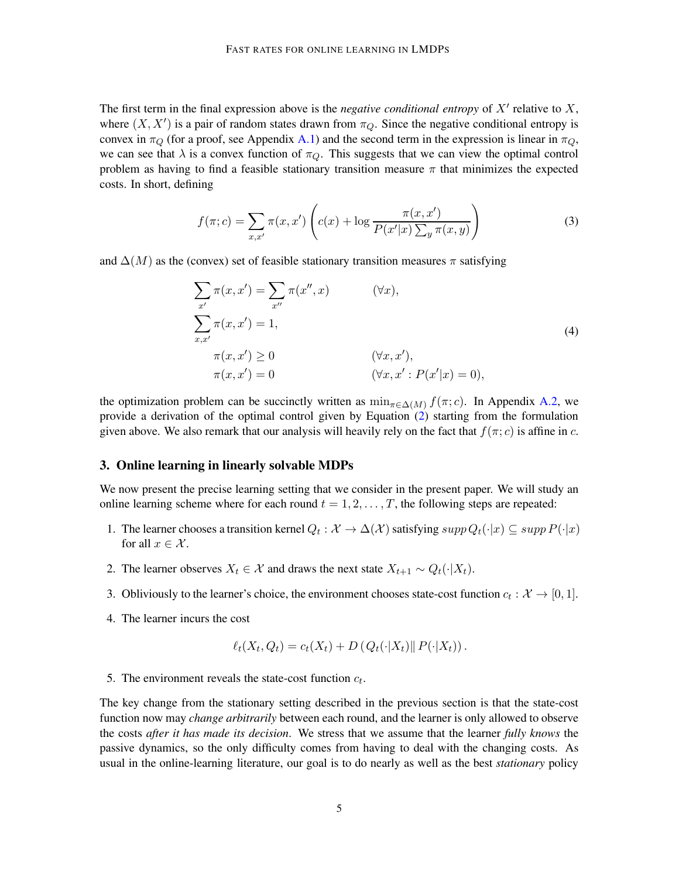The first term in the final expression above is the *negative conditional entropy* of $X'$ relative to $X$, where $(X, X')$ is a pair of random states drawn from $\pi_Q$. Since the negative conditional entropy is convex in $\pi_Q$ (for a proof, see Appendix A.1) and the second term in the expression is linear in $\pi_Q$, we can see that $\lambda$ is a convex function of $\pi_Q$. This suggests that we can view the optimal control problem as having to find a feasible stationary transition measure $\pi$ that minimizes the expected costs. In short, defining

$$f(\pi; c) = \sum_{x,x'} \pi(x, x') \left( c(x) + \log \frac{\pi(x, x')}{P(x'|x) \sum_y \pi(x, y)} \right) \tag{3}$$

and $\Delta(M)$ as the (convex) set of feasible stationary transition measures $\pi$ satisfying

$$\begin{aligned}
\sum_{x'} \pi(x, x') &= \sum_{x''} \pi(x'', x) && (\forall x), \\
\sum_{x,x'} \pi(x, x') &= 1, \\
\pi(x, x') &\geq 0 && (\forall x, x'), \\
\pi(x, x') &= 0 && (\forall x, x' : P(x'|x) = 0),
\end{aligned} \tag{4}$$

the optimization problem can be succinctly written as $\min_{\pi \in \Delta(M)} f(\pi; c)$. In Appendix A.2, we provide a derivation of the optimal control given by Equation (2) starting from the formulation given above. We also remark that our analysis will heavily rely on the fact that $f(\pi; c)$ is affine in $c$.

## 3. Online learning in linearly solvable MDPs

We now present the precise learning setting that we consider in the present paper. We will study an online learning scheme where for each round $t = 1, 2, \ldots, T$, the following steps are repeated:

1. The learner chooses a transition kernel $Q_t : \mathcal{X} \to \Delta(\mathcal{X})$ satisfying $supp\, Q_t(\cdot|x) \subseteq supp\, P(\cdot|x)$ for all $x \in \mathcal{X}$.
2. The learner observes $X_t \in \mathcal{X}$ and draws the next state $X_{t+1} \sim Q_t(\cdot|X_t)$.
3. Obliviously to the learner's choice, the environment chooses state-cost function $c_t : \mathcal{X} \to [0, 1]$.
4. The learner incurs the cost

$$\ell_t(X_t, Q_t) = c_t(X_t) + D\left(Q_t(\cdot|X_t) \| \, P(\cdot|X_t)\right).$$

5. The environment reveals the state-cost function $c_t$.

The key change from the stationary setting described in the previous section is that the state-cost function now may *change arbitrarily* between each round, and the learner is only allowed to observe the costs *after it has made its decision*. We stress that we assume that the learner *fully knows* the passive dynamics, so the only difficulty comes from having to deal with the changing costs. As usual in the online-learning literature, our goal is to do nearly as well as the best *stationary* policy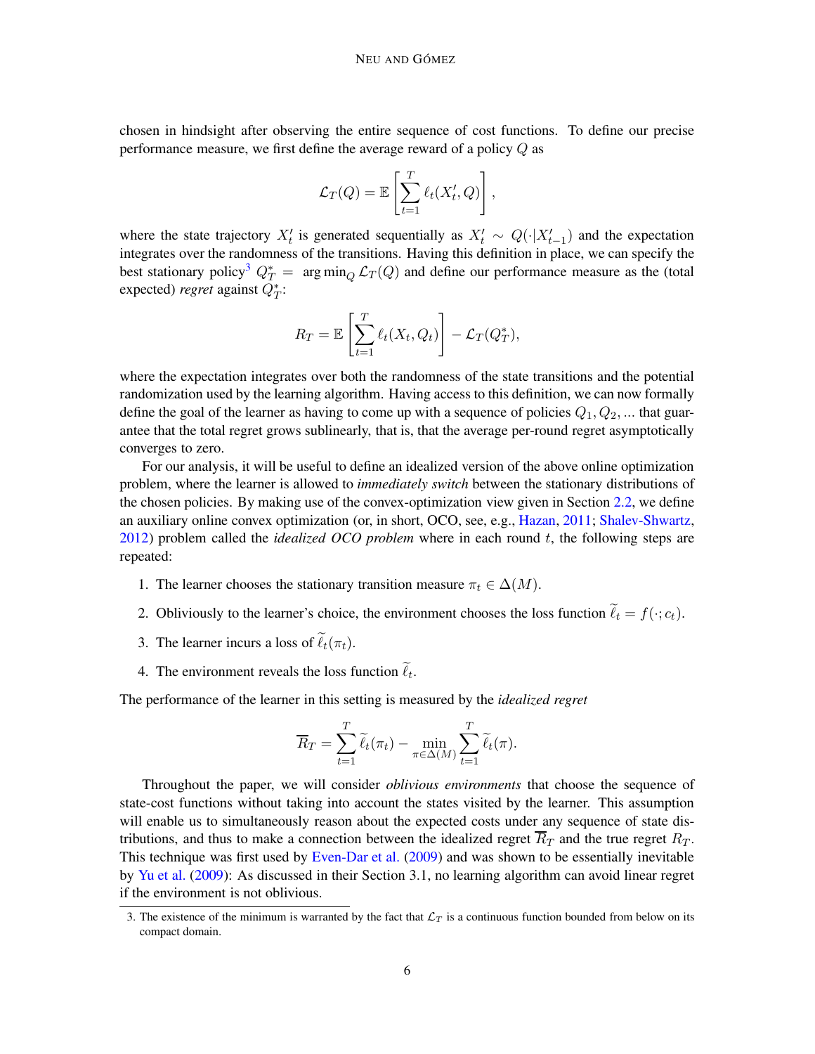chosen in hindsight after observing the entire sequence of cost functions. To define our precise performance measure, we first define the average reward of a policy $Q$ as

$$\mathcal{L}_T(Q) = \mathbb{E}\left[\sum_{t=1}^{T} \ell_t(X'_t, Q)\right],$$

where the state trajectory $X'_t$ is generated sequentially as $X'_t \sim Q(\cdot|X'_{t-1})$ and the expectation integrates over the randomness of the transitions. Having this definition in place, we can specify the best stationary policy[3] $Q^*_T = \arg\min_Q \mathcal{L}_T(Q)$ and define our performance measure as the (total expected) *regret* against $Q^*_T$:

$$R_T = \mathbb{E}\left[\sum_{t=1}^{T} \ell_t(X_t, Q_t)\right] - \mathcal{L}_T(Q^*_T),$$

where the expectation integrates over both the randomness of the state transitions and the potential randomization used by the learning algorithm. Having access to this definition, we can now formally define the goal of the learner as having to come up with a sequence of policies $Q_1, Q_2, \dots$ that guarantee that the total regret grows sublinearly, that is, that the average per-round regret asymptotically converges to zero.

For our analysis, it will be useful to define an idealized version of the above online optimization problem, where the learner is allowed to *immediately switch* between the stationary distributions of the chosen policies. By making use of the convex-optimization view given in Section 2.2, we define an auxiliary online convex optimization (or, in short, OCO, see, e.g., Hazan, 2011; Shalev-Shwartz, 2012) problem called the *idealized OCO problem* where in each round $t$, the following steps are repeated:

1. The learner chooses the stationary transition measure $\pi_t \in \Delta(M)$.
2. Obliviously to the learner's choice, the environment chooses the loss function $\widetilde{\ell}_t = f(\cdot; c_t)$.
3. The learner incurs a loss of $\widetilde{\ell}_t(\pi_t)$.
4. The environment reveals the loss function $\widetilde{\ell}_t$.

The performance of the learner in this setting is measured by the *idealized regret*

$$\overline{R}_T = \sum_{t=1}^{T} \widetilde{\ell}_t(\pi_t) - \min_{\pi \in \Delta(M)} \sum_{t=1}^{T} \widetilde{\ell}_t(\pi).$$

Throughout the paper, we will consider *oblivious environments* that choose the sequence of state-cost functions without taking into account the states visited by the learner. This assumption will enable us to simultaneously reason about the expected costs under any sequence of state distributions, and thus to make a connection between the idealized regret $\overline{R}_T$ and the true regret $R_T$. This technique was first used by Even-Dar et al. (2009) and was shown to be essentially inevitable by Yu et al. (2009): As discussed in their Section 3.1, no learning algorithm can avoid linear regret if the environment is not oblivious.

3. The existence of the minimum is warranted by the fact that $\mathcal{L}_T$ is a continuous function bounded from below on its compact domain.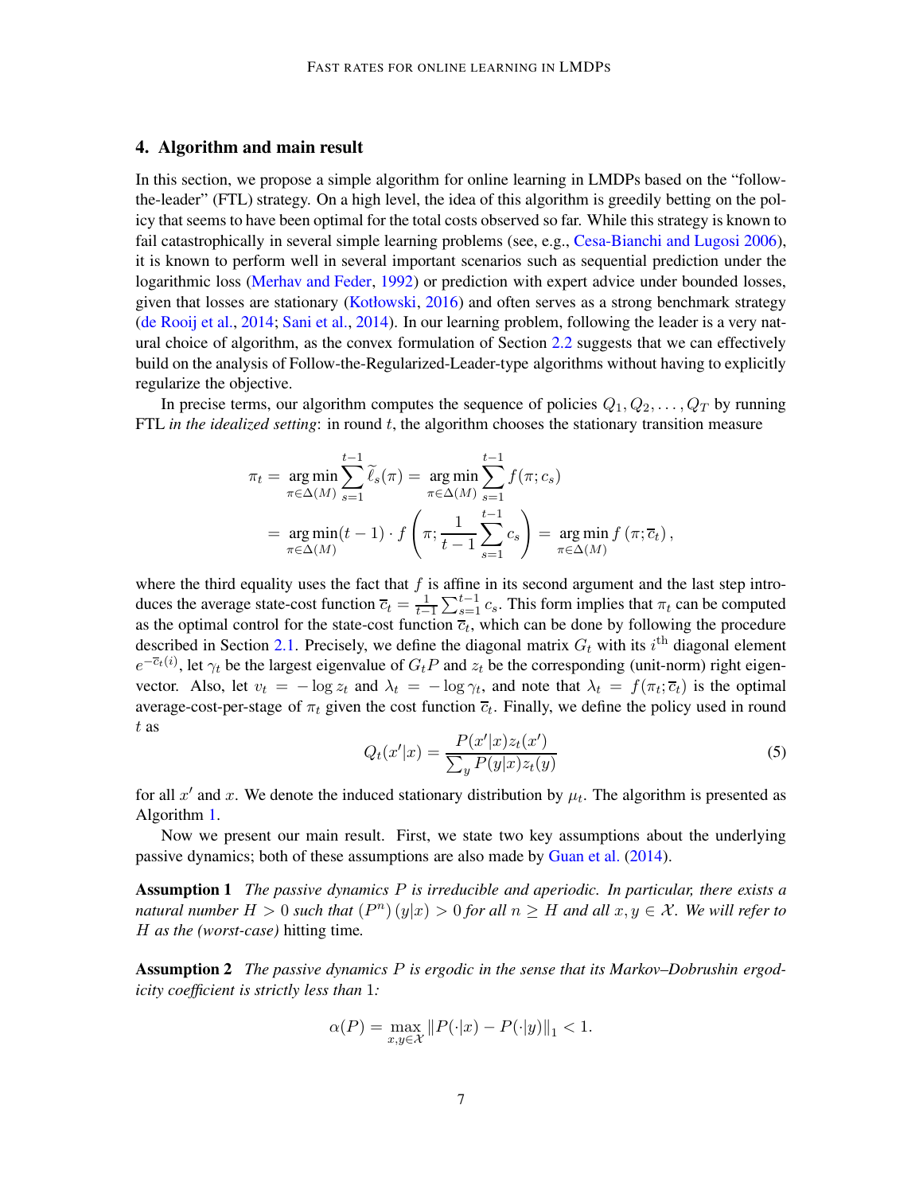## 4. Algorithm and main result

In this section, we propose a simple algorithm for online learning in LMDPs based on the "follow-the-leader" (FTL) strategy. On a high level, the idea of this algorithm is greedily betting on the policy that seems to have been optimal for the total costs observed so far. While this strategy is known to fail catastrophically in several simple learning problems (see, e.g., Cesa-Bianchi and Lugosi 2006), it is known to perform well in several important scenarios such as sequential prediction under the logarithmic loss (Merhav and Feder, 1992) or prediction with expert advice under bounded losses, given that losses are stationary (Kotłowski, 2016) and often serves as a strong benchmark strategy (de Rooij et al., 2014; Sani et al., 2014). In our learning problem, following the leader is a very natural choice of algorithm, as the convex formulation of Section 2.2 suggests that we can effectively build on the analysis of Follow-the-Regularized-Leader-type algorithms without having to explicitly regularize the objective.

In precise terms, our algorithm computes the sequence of policies $Q_1, Q_2, \dots, Q_T$ by running FTL *in the idealized setting*: in round $t$, the algorithm chooses the stationary transition measure

$$
\begin{aligned}
\pi_t &= \operatorname*{arg\,min}_{\pi \in \Delta(M)} \sum_{s=1}^{t-1} \widetilde{\ell}_s(\pi) = \operatorname*{arg\,min}_{\pi \in \Delta(M)} \sum_{s=1}^{t-1} f(\pi; c_s) \\
&= \operatorname*{arg\,min}_{\pi \in \Delta(M)} (t-1) \cdot f\left(\pi; \frac{1}{t-1} \sum_{s=1}^{t-1} c_s\right) = \operatorname*{arg\,min}_{\pi \in \Delta(M)} f\left(\pi; \overline{c}_t\right),
\end{aligned}
$$

where the third equality uses the fact that $f$ is affine in its second argument and the last step introduces the average state-cost function $\overline{c}_t = \frac{1}{t-1} \sum_{s=1}^{t-1} c_s$. This form implies that $\pi_t$ can be computed as the optimal control for the state-cost function $\overline{c}_t$, which can be done by following the procedure described in Section 2.1. Precisely, we define the diagonal matrix $G_t$ with its $i^{\text{th}}$ diagonal element $e^{-\overline{c}_t(i)}$, let $\gamma_t$ be the largest eigenvalue of $G_t P$ and $z_t$ be the corresponding (unit-norm) right eigenvector. Also, let $v_t = -\log z_t$ and $\lambda_t = -\log \gamma_t$, and note that $\lambda_t = f(\pi_t; \overline{c}_t)$ is the optimal average-cost-per-stage of $\pi_t$ given the cost function $\overline{c}_t$. Finally, we define the policy used in round $t$ as

$$
Q_t(x'|x) = \frac{P(x'|x) z_t(x')}{\sum_y P(y|x) z_t(y)} \tag{5}
$$

for all $x'$ and $x$. We denote the induced stationary distribution by $\mu_t$. The algorithm is presented as Algorithm 1.

Now we present our main result. First, we state two key assumptions about the underlying passive dynamics; both of these assumptions are also made by Guan et al. (2014).

**Assumption 1** *The passive dynamics $P$ is irreducible and aperiodic. In particular, there exists a natural number $H > 0$ such that $(P^n)(y|x) > 0$ for all $n \geq H$ and all $x, y \in \mathcal{X}$. We will refer to $H$ as the (worst-case)* hitting time*.*

**Assumption 2** *The passive dynamics $P$ is ergodic in the sense that its Markov–Dobrushin ergodicity coefficient is strictly less than 1:*

$$
\alpha(P) = \max_{x,y \in \mathcal{X}} \left\| P(\cdot|x) - P(\cdot|y) \right\|_1 < 1.
$$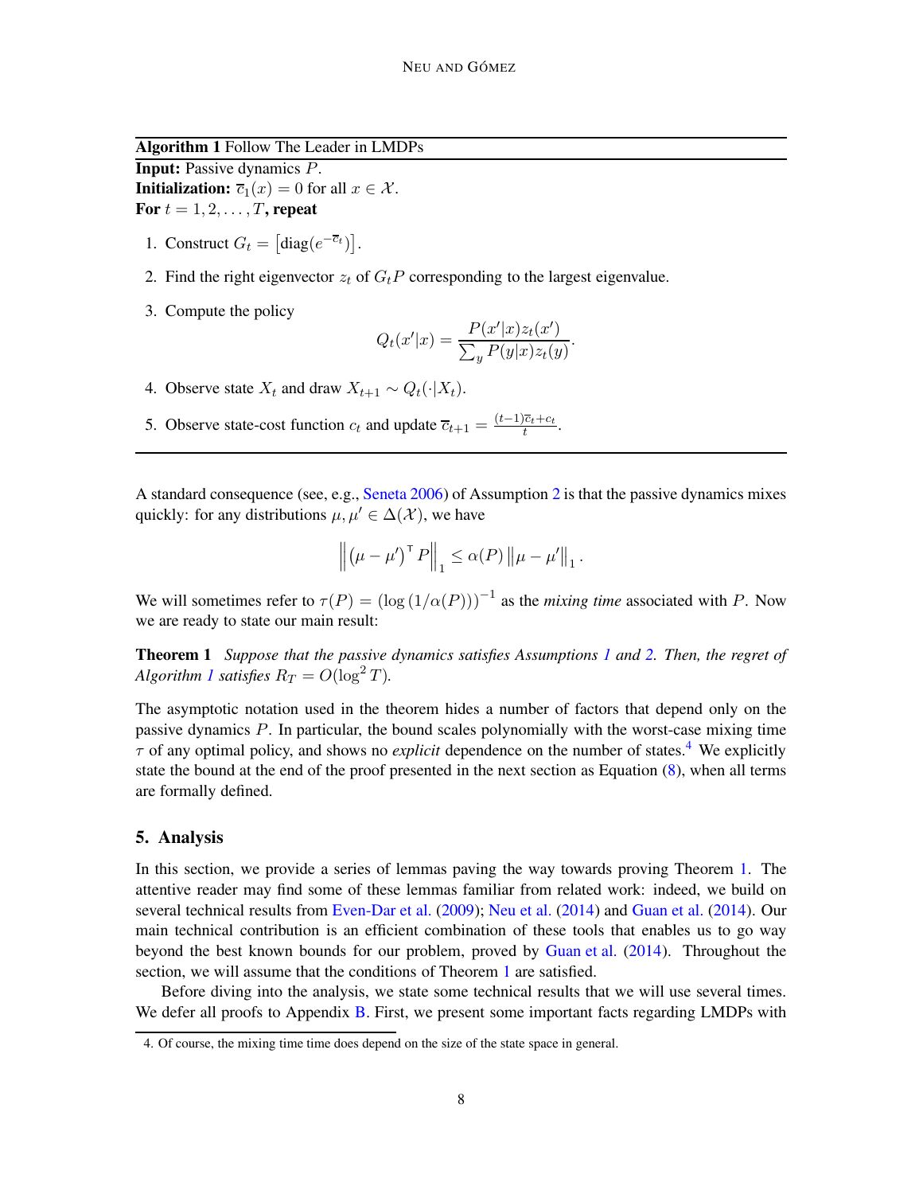**Algorithm 1** Follow The Leader in LMDPs

**Input:** Passive dynamics $P$.
**Initialization:** $\overline{c}_1(x) = 0$ for all $x \in \mathcal{X}$.
**For** $t = 1, 2, \dots, T$**, repeat**

1. Construct $G_t = \left[\mathrm{diag}(e^{-\overline{c}_t})\right]$.
2. Find the right eigenvector $z_t$ of $G_t P$ corresponding to the largest eigenvalue.
3. Compute the policy
$$Q_t(x'|x) = \frac{P(x'|x)z_t(x')}{\sum_y P(y|x)z_t(y)}.$$
4. Observe state $X_t$ and draw $X_{t+1} \sim Q_t(\cdot|X_t)$.
5. Observe state-cost function $c_t$ and update $\overline{c}_{t+1} = \frac{(t-1)\overline{c}_t + c_t}{t}$.

A standard consequence (see, e.g., Seneta 2006) of Assumption 2 is that the passive dynamics mixes quickly: for any distributions $\mu, \mu' \in \Delta(\mathcal{X})$, we have

$$\left\| \left(\mu - \mu'\right)^{\mathsf{T}} P \right\|_1 \leq \alpha(P) \left\|\mu - \mu'\right\|_1.$$

We will sometimes refer to $\tau(P) = \left(\log\left(1/\alpha(P)\right)\right)^{-1}$ as the *mixing time* associated with $P$. Now we are ready to state our main result:

**Theorem 1** *Suppose that the passive dynamics satisfies Assumptions 1 and 2. Then, the regret of Algorithm 1 satisfies $R_T = O(\log^2 T)$.*

The asymptotic notation used in the theorem hides a number of factors that depend only on the passive dynamics $P$. In particular, the bound scales polynomially with the worst-case mixing time $\tau$ of any optimal policy, and shows no *explicit* dependence on the number of states.[4] We explicitly state the bound at the end of the proof presented in the next section as Equation (8), when all terms are formally defined.

## 5. Analysis

In this section, we provide a series of lemmas paving the way towards proving Theorem 1. The attentive reader may find some of these lemmas familiar from related work: indeed, we build on several technical results from Even-Dar et al. (2009); Neu et al. (2014) and Guan et al. (2014). Our main technical contribution is an efficient combination of these tools that enables us to go way beyond the best known bounds for our problem, proved by Guan et al. (2014). Throughout the section, we will assume that the conditions of Theorem 1 are satisfied.

Before diving into the analysis, we state some technical results that we will use several times. We defer all proofs to Appendix B. First, we present some important facts regarding LMDPs with

4. Of course, the mixing time time does depend on the size of the state space in general.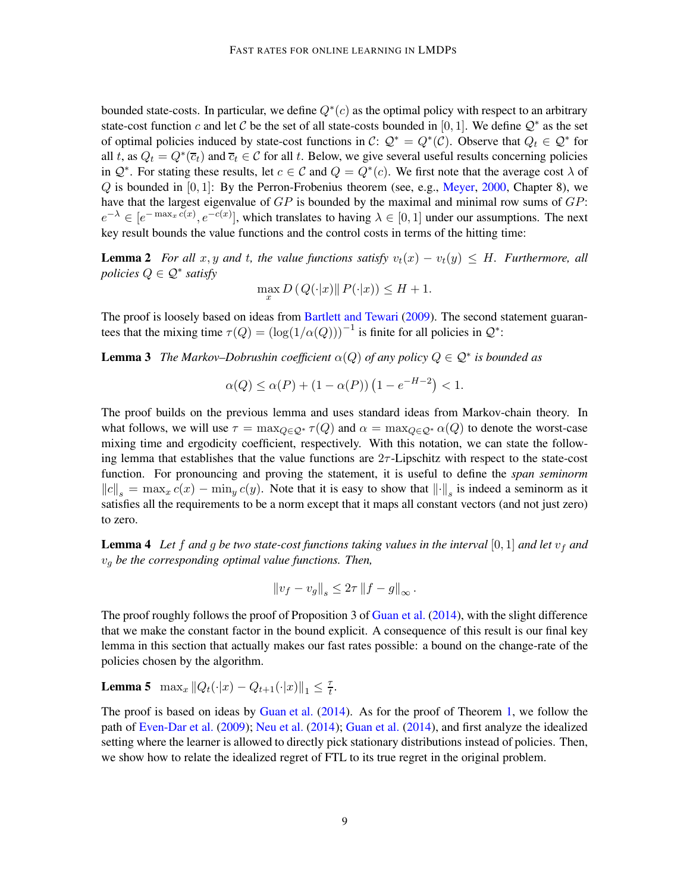bounded state-costs. In particular, we define $Q^*(c)$ as the optimal policy with respect to an arbitrary state-cost function $c$ and let $\mathcal{C}$ be the set of all state-costs bounded in $[0, 1]$. We define $\mathcal{Q}^*$ as the set of optimal policies induced by state-cost functions in $\mathcal{C}$: $\mathcal{Q}^* = Q^*(\mathcal{C})$. Observe that $Q_t \in \mathcal{Q}^*$ for all $t$, as $Q_t = Q^*(\overline{c}_t)$ and $\overline{c}_t \in \mathcal{C}$ for all $t$. Below, we give several useful results concerning policies in $\mathcal{Q}^*$. For stating these results, let $c \in \mathcal{C}$ and $Q = Q^*(c)$. We first note that the average cost $\lambda$ of $Q$ is bounded in $[0, 1]$: By the Perron-Frobenius theorem (see, e.g., Meyer, 2000, Chapter 8), we have that the largest eigenvalue of $GP$ is bounded by the maximal and minimal row sums of $GP$: $e^{-\lambda} \in [e^{-\max_x c(x)}, e^{-c(x)}]$, which translates to having $\lambda \in [0, 1]$ under our assumptions. The next key result bounds the value functions and the control costs in terms of the hitting time:

**Lemma 2** *For all $x, y$ and $t$, the value functions satisfy $v_t(x) - v_t(y) \leq H$. Furthermore, all policies $Q \in \mathcal{Q}^*$ satisfy*

$$\max_x D\left(Q(\cdot|x) \| P(\cdot|x)\right) \leq H + 1.$$

The proof is loosely based on ideas from Bartlett and Tewari (2009). The second statement guarantees that the mixing time $\tau(Q) = \left(\log(1/\alpha(Q))\right)^{-1}$ is finite for all policies in $\mathcal{Q}^*$:

**Lemma 3** *The Markov–Dobrushin coefficient $\alpha(Q)$ of any policy $Q \in \mathcal{Q}^*$ is bounded as*

$$\alpha(Q) \leq \alpha(P) + (1 - \alpha(P))\left(1 - e^{-H-2}\right) < 1.$$

The proof builds on the previous lemma and uses standard ideas from Markov-chain theory. In what follows, we will use $\tau = \max_{Q \in \mathcal{Q}^*} \tau(Q)$ and $\alpha = \max_{Q \in \mathcal{Q}^*} \alpha(Q)$ to denote the worst-case mixing time and ergodicity coefficient, respectively. With this notation, we can state the following lemma that establishes that the value functions are $2\tau$-Lipschitz with respect to the state-cost function. For pronouncing and proving the statement, it is useful to define the *span seminorm* $\|c\|_s = \max_x c(x) - \min_y c(y)$. Note that it is easy to show that $\|\cdot\|_s$ is indeed a seminorm as it satisfies all the requirements to be a norm except that it maps all constant vectors (and not just zero) to zero.

**Lemma 4** *Let $f$ and $g$ be two state-cost functions taking values in the interval $[0, 1]$ and let $v_f$ and $v_g$ be the corresponding optimal value functions. Then,*

$$\|v_f - v_g\|_s \leq 2\tau \|f - g\|_\infty.$$

The proof roughly follows the proof of Proposition 3 of Guan et al. (2014), with the slight difference that we make the constant factor in the bound explicit. A consequence of this result is our final key lemma in this section that actually makes our fast rates possible: a bound on the change-rate of the policies chosen by the algorithm.

**Lemma 5** $\max_x \|Q_t(\cdot|x) - Q_{t+1}(\cdot|x)\|_1 \leq \frac{\tau}{t}$.

The proof is based on ideas by Guan et al. (2014). As for the proof of Theorem 1, we follow the path of Even-Dar et al. (2009); Neu et al. (2014); Guan et al. (2014), and first analyze the idealized setting where the learner is allowed to directly pick stationary distributions instead of policies. Then, we show how to relate the idealized regret of FTL to its true regret in the original problem.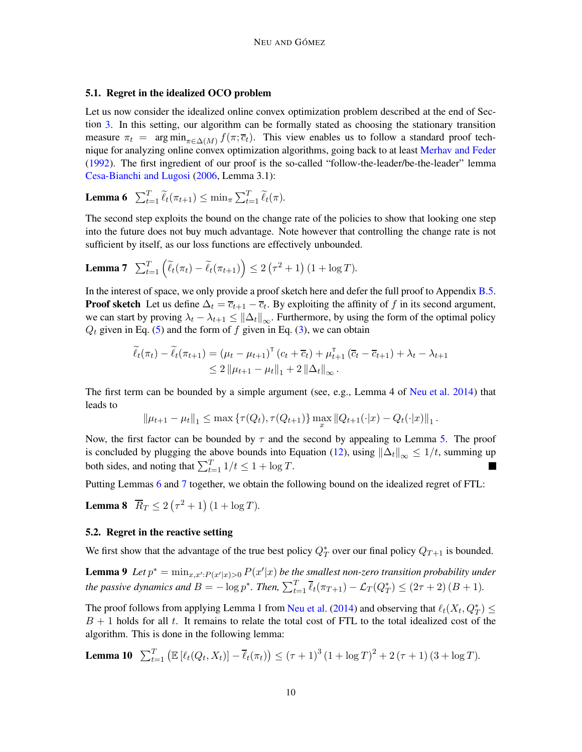### 5.1. Regret in the idealized OCO problem

Let us now consider the idealized online convex optimization problem described at the end of Section 3. In this setting, our algorithm can be formally stated as choosing the stationary transition measure $\pi_t = \arg\min_{\pi \in \Delta(M)} f(\pi; \overline{c}_t)$. This view enables us to follow a standard proof technique for analyzing online convex optimization algorithms, going back to at least Merhav and Feder (1992). The first ingredient of our proof is the so-called "follow-the-leader/be-the-leader" lemma Cesa-Bianchi and Lugosi (2006, Lemma 3.1):

**Lemma 6** $\sum_{t=1}^{T} \widetilde{\ell}_t(\pi_{t+1}) \leq \min_{\pi} \sum_{t=1}^{T} \widetilde{\ell}_t(\pi)$.

The second step exploits the bound on the change rate of the policies to show that looking one step into the future does not buy much advantage. Note however that controlling the change rate is not sufficient by itself, as our loss functions are effectively unbounded.

**Lemma 7** $\sum_{t=1}^{T} \left( \widetilde{\ell}_t(\pi_t) - \widetilde{\ell}_t(\pi_{t+1}) \right) \leq 2\left(\tau^2 + 1\right)(1 + \log T)$.

In the interest of space, we only provide a proof sketch here and defer the full proof to Appendix B.5.
**Proof sketch** Let us define $\Delta_t = \overline{c}_{t+1} - \overline{c}_t$. By exploiting the affinity of $f$ in its second argument, we can start by proving $\lambda_t - \lambda_{t+1} \leq \|\Delta_t\|_\infty$. Furthermore, by using the form of the optimal policy $Q_t$ given in Eq. (5) and the form of $f$ given in Eq. (3), we can obtain

$$
\begin{aligned}
\widetilde{\ell}_t(\pi_t) - \widetilde{\ell}_t(\pi_{t+1}) &= (\mu_t - \mu_{t+1})^\mathsf{T} (c_t + \overline{c}_t) + \mu_{t+1}^\mathsf{T} (\overline{c}_t - \overline{c}_{t+1}) + \lambda_t - \lambda_{t+1} \\
&\leq 2 \|\mu_{t+1} - \mu_t\|_1 + 2 \|\Delta_t\|_\infty .
\end{aligned}
$$

The first term can be bounded by a simple argument (see, e.g., Lemma 4 of Neu et al. 2014) that leads to

$$
\|\mu_{t+1} - \mu_t\|_1 \leq \max\left\{\tau(Q_t), \tau(Q_{t+1})\right\} \max_x \|Q_{t+1}(\cdot|x) - Q_t(\cdot|x)\|_1 .
$$

Now, the first factor can be bounded by $\tau$ and the second by appealing to Lemma 5. The proof is concluded by plugging the above bounds into Equation (12), using $\|\Delta_t\|_\infty \leq 1/t$, summing up both sides, and noting that $\sum_{t=1}^{T} 1/t \leq 1 + \log T$. ∎

Putting Lemmas 6 and 7 together, we obtain the following bound on the idealized regret of FTL:

**Lemma 8** $\overline{R}_T \leq 2\left(\tau^2 + 1\right)(1 + \log T)$.

### 5.2. Regret in the reactive setting

We first show that the advantage of the true best policy $Q_T^*$ over our final policy $Q_{T+1}$ is bounded.

**Lemma 9** *Let $p^* = \min_{x, x' : P(x'|x) > 0} P(x'|x)$ be the smallest non-zero transition probability under the passive dynamics and $B = -\log p^*$. Then, $\sum_{t=1}^{T} \overline{\ell}_t(\pi_{T+1}) - \mathcal{L}_T(Q_T^*) \leq (2\tau + 2)(B + 1)$.*

The proof follows from applying Lemma 1 from Neu et al. (2014) and observing that $\ell_t(X_t, Q_T^*) \leq B + 1$ holds for all $t$. It remains to relate the total cost of FTL to the total idealized cost of the algorithm. This is done in the following lemma:

**Lemma 10** $\sum_{t=1}^{T} \left( \mathbb{E}\left[\ell_t(Q_t, X_t)\right] - \overline{\ell}_t(\pi_t) \right) \leq (\tau + 1)^3 (1 + \log T)^2 + 2(\tau + 1)(3 + \log T)$.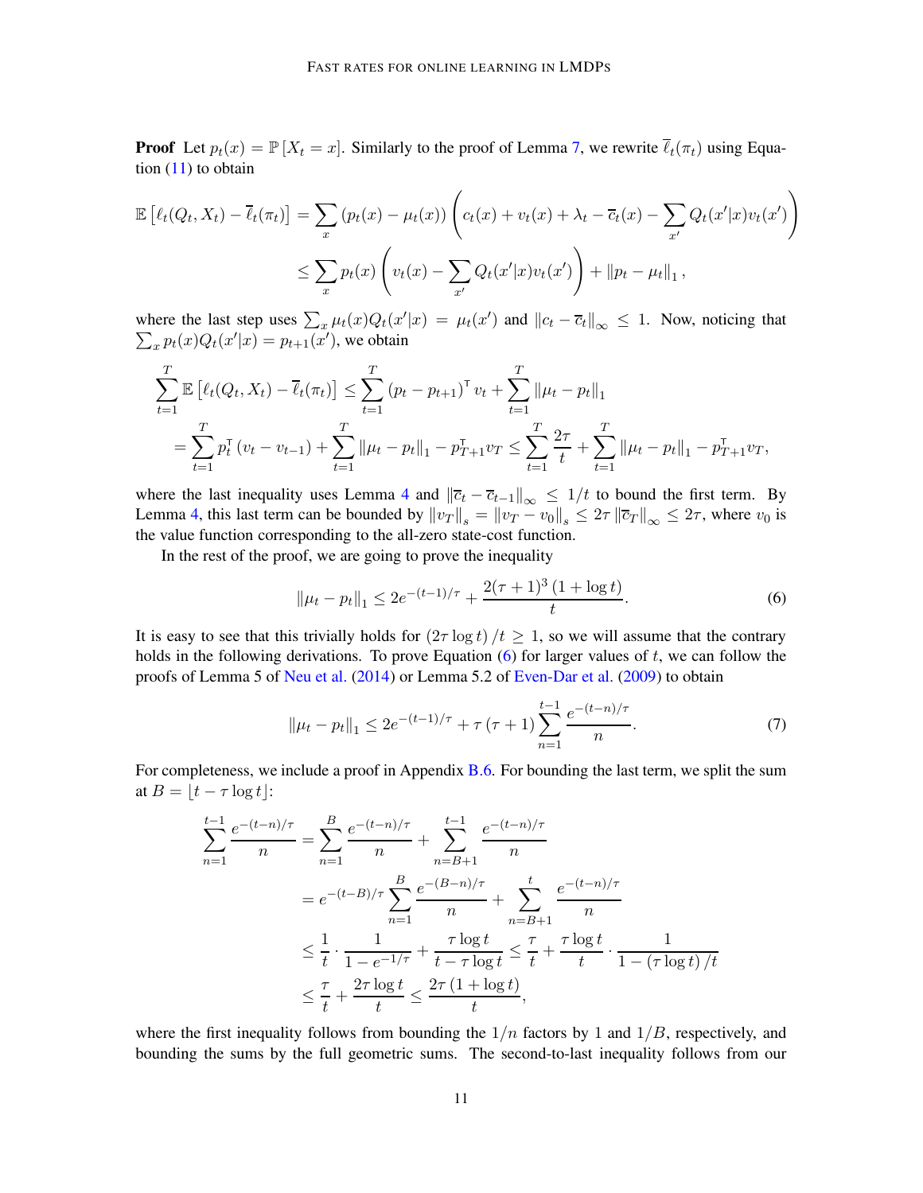**Proof** Let $p_t(x) = \mathbb{P}[X_t = x]$. Similarly to the proof of Lemma 7, we rewrite $\overline{\ell}_t(\pi_t)$ using Equation (11) to obtain

$$\mathbb{E}\left[\ell_t(Q_t, X_t) - \overline{\ell}_t(\pi_t)\right] = \sum_x \left(p_t(x) - \mu_t(x)\right)\left(c_t(x) + v_t(x) + \lambda_t - \overline{c}_t(x) - \sum_{x'} Q_t(x'|x)v_t(x')\right)$$
$$\leq \sum_x p_t(x)\left(v_t(x) - \sum_{x'} Q_t(x'|x)v_t(x')\right) + \|p_t - \mu_t\|_1\,,$$

where the last step uses $\sum_x \mu_t(x)Q_t(x'|x) = \mu_t(x')$ and $\|c_t - \overline{c}_t\|_\infty \leq 1$. Now, noticing that $\sum_x p_t(x)Q_t(x'|x) = p_{t+1}(x')$, we obtain

$$\sum_{t=1}^T \mathbb{E}\left[\ell_t(Q_t, X_t) - \overline{\ell}_t(\pi_t)\right] \leq \sum_{t=1}^T \left(p_t - p_{t+1}\right)^\mathsf{T} v_t + \sum_{t=1}^T \|\mu_t - p_t\|_1$$
$$= \sum_{t=1}^T p_t^\mathsf{T}\left(v_t - v_{t-1}\right) + \sum_{t=1}^T \|\mu_t - p_t\|_1 - p_{T+1}^\mathsf{T} v_T \leq \sum_{t=1}^T \frac{2\tau}{t} + \sum_{t=1}^T \|\mu_t - p_t\|_1 - p_{T+1}^\mathsf{T} v_T,$$

where the last inequality uses Lemma 4 and $\|\overline{c}_t - \overline{c}_{t-1}\|_\infty \leq 1/t$ to bound the first term. By Lemma 4, this last term can be bounded by $\|v_T\|_s = \|v_T - v_0\|_s \leq 2\tau \|\overline{c}_T\|_\infty \leq 2\tau$, where $v_0$ is the value function corresponding to the all-zero state-cost function.

In the rest of the proof, we are going to prove the inequality

$$\|\mu_t - p_t\|_1 \leq 2e^{-(t-1)/\tau} + \frac{2(\tau+1)^3\left(1 + \log t\right)}{t}. \tag{6}$$

It is easy to see that this trivially holds for $(2\tau \log t)/t \geq 1$, so we will assume that the contrary holds in the following derivations. To prove Equation (6) for larger values of $t$, we can follow the proofs of Lemma 5 of Neu et al. (2014) or Lemma 5.2 of Even-Dar et al. (2009) to obtain

$$\|\mu_t - p_t\|_1 \leq 2e^{-(t-1)/\tau} + \tau\left(\tau + 1\right)\sum_{n=1}^{t-1} \frac{e^{-(t-n)/\tau}}{n}. \tag{7}$$

For completeness, we include a proof in Appendix B.6. For bounding the last term, we split the sum at $B = \lfloor t - \tau \log t \rfloor$:

$$\sum_{n=1}^{t-1} \frac{e^{-(t-n)/\tau}}{n} = \sum_{n=1}^{B} \frac{e^{-(t-n)/\tau}}{n} + \sum_{n=B+1}^{t-1} \frac{e^{-(t-n)/\tau}}{n}$$
$$= e^{-(t-B)/\tau}\sum_{n=1}^{B} \frac{e^{-(B-n)/\tau}}{n} + \sum_{n=B+1}^{t} \frac{e^{-(t-n)/\tau}}{n}$$
$$\leq \frac{1}{t} \cdot \frac{1}{1 - e^{-1/\tau}} + \frac{\tau \log t}{t - \tau \log t} \leq \frac{\tau}{t} + \frac{\tau \log t}{t} \cdot \frac{1}{1 - (\tau \log t)/t}$$
$$\leq \frac{\tau}{t} + \frac{2\tau \log t}{t} \leq \frac{2\tau\left(1 + \log t\right)}{t},$$

where the first inequality follows from bounding the $1/n$ factors by $1$ and $1/B$, respectively, and bounding the sums by the full geometric sums. The second-to-last inequality follows from our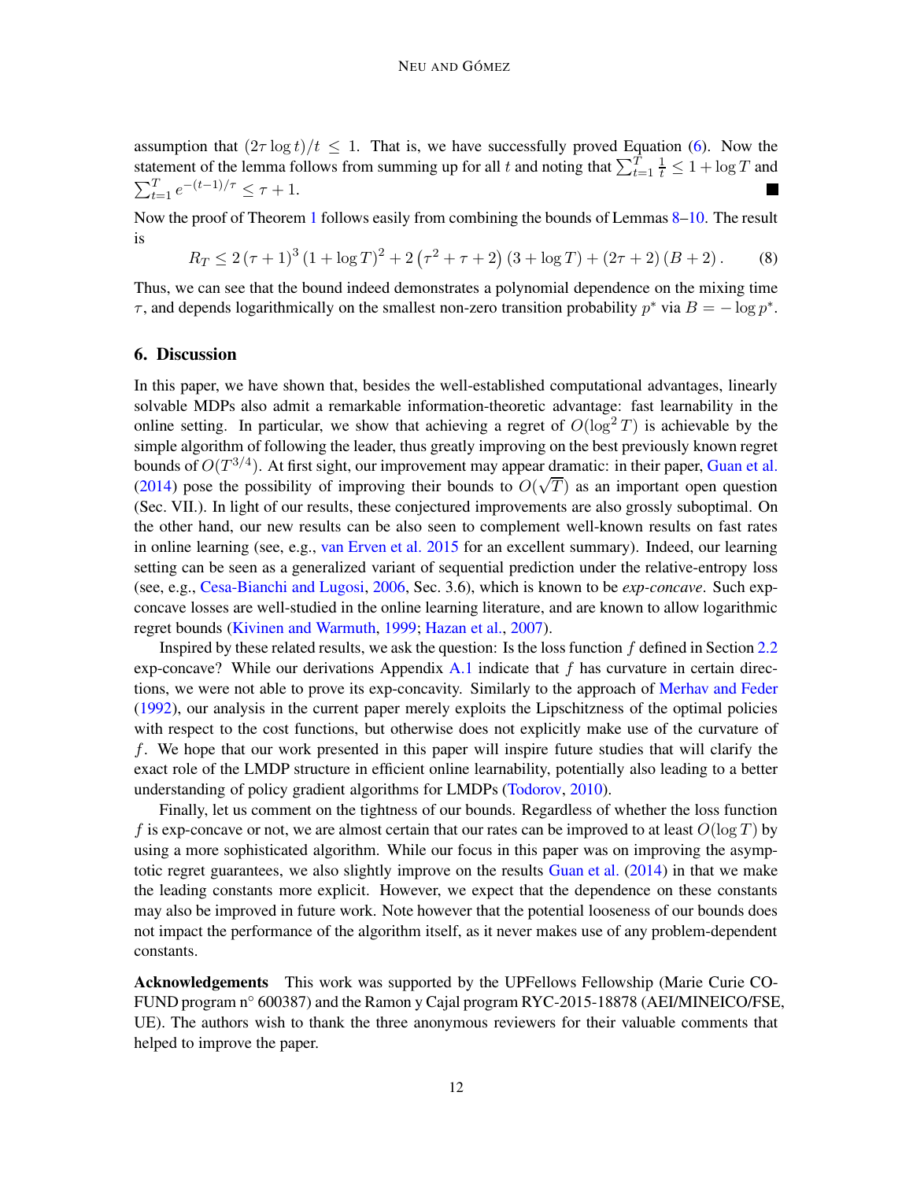assumption that $(2\tau \log t)/t \leq 1$. That is, we have successfully proved Equation (6). Now the statement of the lemma follows from summing up for all $t$ and noting that $\sum_{t=1}^{T} \frac{1}{t} \leq 1 + \log T$ and $\sum_{t=1}^{T} e^{-(t-1)/\tau} \leq \tau + 1$. ∎

Now the proof of Theorem 1 follows easily from combining the bounds of Lemmas 8–10. The result is

$$R_T \leq 2\,(\tau+1)^3\,(1+\log T)^2 + 2\left(\tau^2+\tau+2\right)(3+\log T) + (2\tau+2)\,(B+2)\,. \tag{8}$$

Thus, we can see that the bound indeed demonstrates a polynomial dependence on the mixing time $\tau$, and depends logarithmically on the smallest non-zero transition probability $p^*$ via $B = -\log p^*$.

## 6. Discussion

In this paper, we have shown that, besides the well-established computational advantages, linearly solvable MDPs also admit a remarkable information-theoretic advantage: fast learnability in the online setting. In particular, we show that achieving a regret of $O(\log^2 T)$ is achievable by the simple algorithm of following the leader, thus greatly improving on the best previously known regret bounds of $O(T^{3/4})$. At first sight, our improvement may appear dramatic: in their paper, Guan et al. (2014) pose the possibility of improving their bounds to $O(\sqrt{T})$ as an important open question (Sec. VII.). In light of our results, these conjectured improvements are also grossly suboptimal. On the other hand, our new results can be also seen to complement well-known results on fast rates in online learning (see, e.g., van Erven et al. 2015 for an excellent summary). Indeed, our learning setting can be seen as a generalized variant of sequential prediction under the relative-entropy loss (see, e.g., Cesa-Bianchi and Lugosi, 2006, Sec. 3.6), which is known to be *exp-concave*. Such exp-concave losses are well-studied in the online learning literature, and are known to allow logarithmic regret bounds (Kivinen and Warmuth, 1999; Hazan et al., 2007).

Inspired by these related results, we ask the question: Is the loss function $f$ defined in Section 2.2 exp-concave? While our derivations Appendix A.1 indicate that $f$ has curvature in certain directions, we were not able to prove its exp-concavity. Similarly to the approach of Merhav and Feder (1992), our analysis in the current paper merely exploits the Lipschitzness of the optimal policies with respect to the cost functions, but otherwise does not explicitly make use of the curvature of $f$. We hope that our work presented in this paper will inspire future studies that will clarify the exact role of the LMDP structure in efficient online learnability, potentially also leading to a better understanding of policy gradient algorithms for LMDPs (Todorov, 2010).

Finally, let us comment on the tightness of our bounds. Regardless of whether the loss function $f$ is exp-concave or not, we are almost certain that our rates can be improved to at least $O(\log T)$ by using a more sophisticated algorithm. While our focus in this paper was on improving the asymptotic regret guarantees, we also slightly improve on the results Guan et al. (2014) in that we make the leading constants more explicit. However, we expect that the dependence on these constants may also be improved in future work. Note however that the potential looseness of our bounds does not impact the performance of the algorithm itself, as it never makes use of any problem-dependent constants.

**Acknowledgements** This work was supported by the UPFellows Fellowship (Marie Curie COFUND program n° 600387) and the Ramon y Cajal program RYC-2015-18878 (AEI/MINEICO/FSE, UE). The authors wish to thank the three anonymous reviewers for their valuable comments that helped to improve the paper.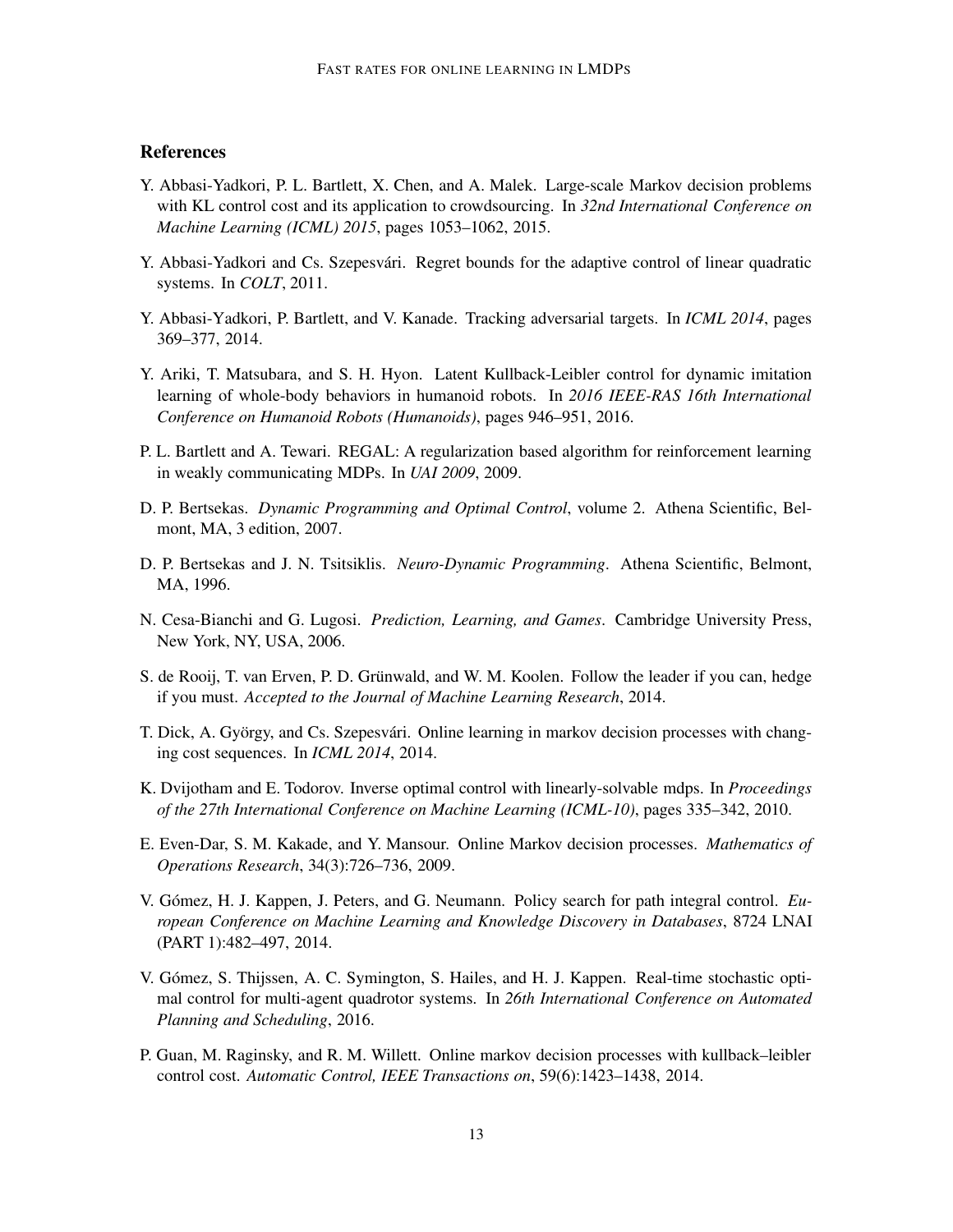## References

Y. Abbasi-Yadkori, P. L. Bartlett, X. Chen, and A. Malek. Large-scale Markov decision problems with KL control cost and its application to crowdsourcing. In *32nd International Conference on Machine Learning (ICML) 2015*, pages 1053–1062, 2015.

Y. Abbasi-Yadkori and Cs. Szepesvári. Regret bounds for the adaptive control of linear quadratic systems. In *COLT*, 2011.

Y. Abbasi-Yadkori, P. Bartlett, and V. Kanade. Tracking adversarial targets. In *ICML 2014*, pages 369–377, 2014.

Y. Ariki, T. Matsubara, and S. H. Hyon. Latent Kullback-Leibler control for dynamic imitation learning of whole-body behaviors in humanoid robots. In *2016 IEEE-RAS 16th International Conference on Humanoid Robots (Humanoids)*, pages 946–951, 2016.

P. L. Bartlett and A. Tewari. REGAL: A regularization based algorithm for reinforcement learning in weakly communicating MDPs. In *UAI 2009*, 2009.

D. P. Bertsekas. *Dynamic Programming and Optimal Control*, volume 2. Athena Scientific, Belmont, MA, 3 edition, 2007.

D. P. Bertsekas and J. N. Tsitsiklis. *Neuro-Dynamic Programming*. Athena Scientific, Belmont, MA, 1996.

N. Cesa-Bianchi and G. Lugosi. *Prediction, Learning, and Games*. Cambridge University Press, New York, NY, USA, 2006.

S. de Rooij, T. van Erven, P. D. Grünwald, and W. M. Koolen. Follow the leader if you can, hedge if you must. *Accepted to the Journal of Machine Learning Research*, 2014.

T. Dick, A. György, and Cs. Szepesvári. Online learning in markov decision processes with changing cost sequences. In *ICML 2014*, 2014.

K. Dvijotham and E. Todorov. Inverse optimal control with linearly-solvable mdps. In *Proceedings of the 27th International Conference on Machine Learning (ICML-10)*, pages 335–342, 2010.

E. Even-Dar, S. M. Kakade, and Y. Mansour. Online Markov decision processes. *Mathematics of Operations Research*, 34(3):726–736, 2009.

V. Gómez, H. J. Kappen, J. Peters, and G. Neumann. Policy search for path integral control. *European Conference on Machine Learning and Knowledge Discovery in Databases*, 8724 LNAI (PART 1):482–497, 2014.

V. Gómez, S. Thijssen, A. C. Symington, S. Hailes, and H. J. Kappen. Real-time stochastic optimal control for multi-agent quadrotor systems. In *26th International Conference on Automated Planning and Scheduling*, 2016.

P. Guan, M. Raginsky, and R. M. Willett. Online markov decision processes with kullback–leibler control cost. *Automatic Control, IEEE Transactions on*, 59(6):1423–1438, 2014.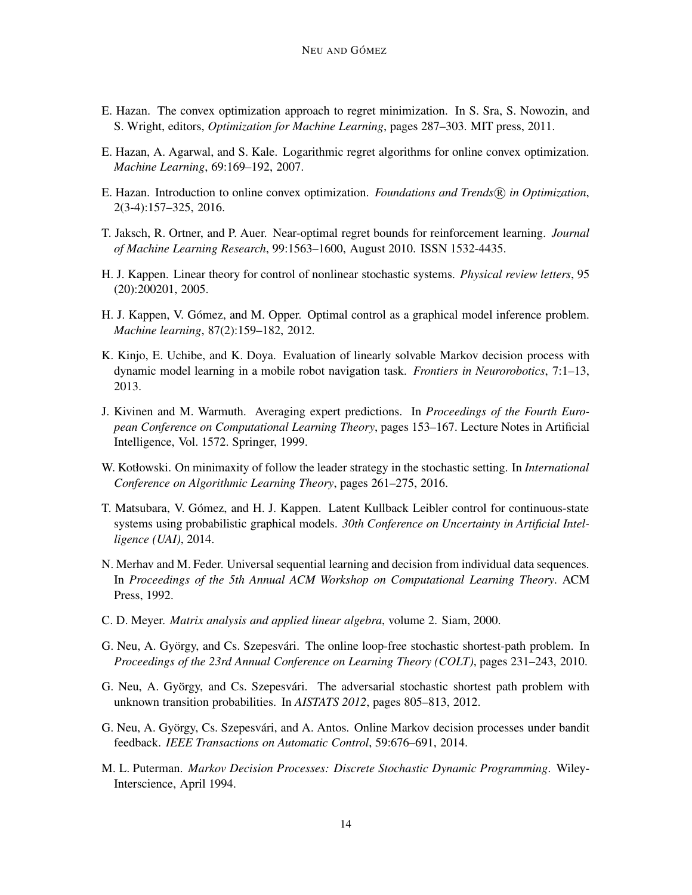E. Hazan. The convex optimization approach to regret minimization. In S. Sra, S. Nowozin, and S. Wright, editors, *Optimization for Machine Learning*, pages 287–303. MIT press, 2011.

E. Hazan, A. Agarwal, and S. Kale. Logarithmic regret algorithms for online convex optimization. *Machine Learning*, 69:169–192, 2007.

E. Hazan. Introduction to online convex optimization. *Foundations and Trends® in Optimization*, 2(3-4):157–325, 2016.

T. Jaksch, R. Ortner, and P. Auer. Near-optimal regret bounds for reinforcement learning. *Journal of Machine Learning Research*, 99:1563–1600, August 2010. ISSN 1532-4435.

H. J. Kappen. Linear theory for control of nonlinear stochastic systems. *Physical review letters*, 95 (20):200201, 2005.

H. J. Kappen, V. Gómez, and M. Opper. Optimal control as a graphical model inference problem. *Machine learning*, 87(2):159–182, 2012.

K. Kinjo, E. Uchibe, and K. Doya. Evaluation of linearly solvable Markov decision process with dynamic model learning in a mobile robot navigation task. *Frontiers in Neurorobotics*, 7:1–13, 2013.

J. Kivinen and M. Warmuth. Averaging expert predictions. In *Proceedings of the Fourth European Conference on Computational Learning Theory*, pages 153–167. Lecture Notes in Artificial Intelligence, Vol. 1572. Springer, 1999.

W. Kotłowski. On minimaxity of follow the leader strategy in the stochastic setting. In *International Conference on Algorithmic Learning Theory*, pages 261–275, 2016.

T. Matsubara, V. Gómez, and H. J. Kappen. Latent Kullback Leibler control for continuous-state systems using probabilistic graphical models. *30th Conference on Uncertainty in Artificial Intelligence (UAI)*, 2014.

N. Merhav and M. Feder. Universal sequential learning and decision from individual data sequences. In *Proceedings of the 5th Annual ACM Workshop on Computational Learning Theory*. ACM Press, 1992.

C. D. Meyer. *Matrix analysis and applied linear algebra*, volume 2. Siam, 2000.

G. Neu, A. György, and Cs. Szepesvári. The online loop-free stochastic shortest-path problem. In *Proceedings of the 23rd Annual Conference on Learning Theory (COLT)*, pages 231–243, 2010.

G. Neu, A. György, and Cs. Szepesvári. The adversarial stochastic shortest path problem with unknown transition probabilities. In *AISTATS 2012*, pages 805–813, 2012.

G. Neu, A. György, Cs. Szepesvári, and A. Antos. Online Markov decision processes under bandit feedback. *IEEE Transactions on Automatic Control*, 59:676–691, 2014.

M. L. Puterman. *Markov Decision Processes: Discrete Stochastic Dynamic Programming*. Wiley-Interscience, April 1994.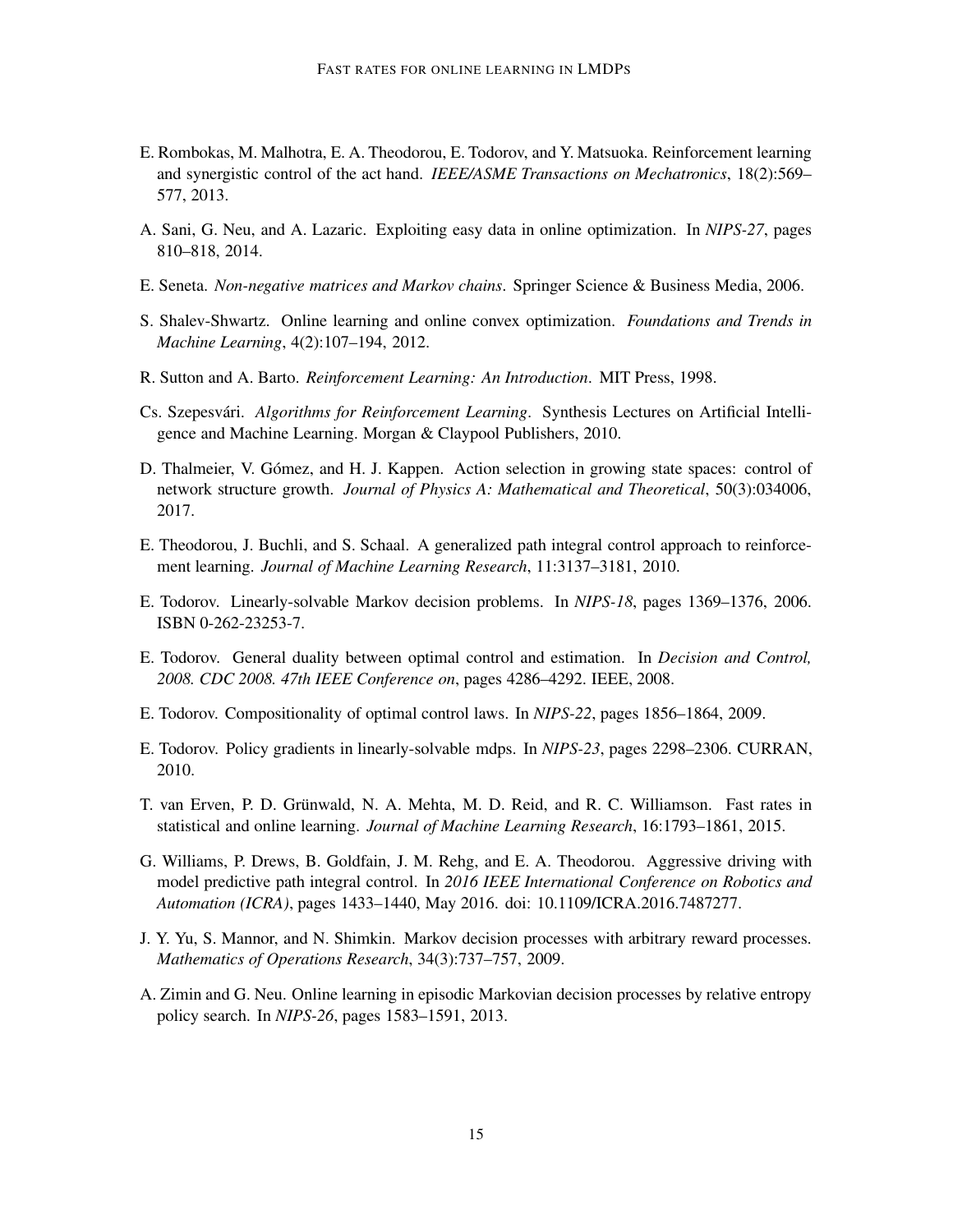E. Rombokas, M. Malhotra, E. A. Theodorou, E. Todorov, and Y. Matsuoka. Reinforcement learning and synergistic control of the act hand. *IEEE/ASME Transactions on Mechatronics*, 18(2):569–577, 2013.

A. Sani, G. Neu, and A. Lazaric. Exploiting easy data in online optimization. In *NIPS-27*, pages 810–818, 2014.

E. Seneta. *Non-negative matrices and Markov chains*. Springer Science & Business Media, 2006.

S. Shalev-Shwartz. Online learning and online convex optimization. *Foundations and Trends in Machine Learning*, 4(2):107–194, 2012.

R. Sutton and A. Barto. *Reinforcement Learning: An Introduction*. MIT Press, 1998.

Cs. Szepesvári. *Algorithms for Reinforcement Learning*. Synthesis Lectures on Artificial Intelligence and Machine Learning. Morgan & Claypool Publishers, 2010.

D. Thalmeier, V. Gómez, and H. J. Kappen. Action selection in growing state spaces: control of network structure growth. *Journal of Physics A: Mathematical and Theoretical*, 50(3):034006, 2017.

E. Theodorou, J. Buchli, and S. Schaal. A generalized path integral control approach to reinforcement learning. *Journal of Machine Learning Research*, 11:3137–3181, 2010.

E. Todorov. Linearly-solvable Markov decision problems. In *NIPS-18*, pages 1369–1376, 2006. ISBN 0-262-23253-7.

E. Todorov. General duality between optimal control and estimation. In *Decision and Control, 2008. CDC 2008. 47th IEEE Conference on*, pages 4286–4292. IEEE, 2008.

E. Todorov. Compositionality of optimal control laws. In *NIPS-22*, pages 1856–1864, 2009.

E. Todorov. Policy gradients in linearly-solvable mdps. In *NIPS-23*, pages 2298–2306. CURRAN, 2010.

T. van Erven, P. D. Grünwald, N. A. Mehta, M. D. Reid, and R. C. Williamson. Fast rates in statistical and online learning. *Journal of Machine Learning Research*, 16:1793–1861, 2015.

G. Williams, P. Drews, B. Goldfain, J. M. Rehg, and E. A. Theodorou. Aggressive driving with model predictive path integral control. In *2016 IEEE International Conference on Robotics and Automation (ICRA)*, pages 1433–1440, May 2016. doi: 10.1109/ICRA.2016.7487277.

J. Y. Yu, S. Mannor, and N. Shimkin. Markov decision processes with arbitrary reward processes. *Mathematics of Operations Research*, 34(3):737–757, 2009.

A. Zimin and G. Neu. Online learning in episodic Markovian decision processes by relative entropy policy search. In *NIPS-26*, pages 1583–1591, 2013.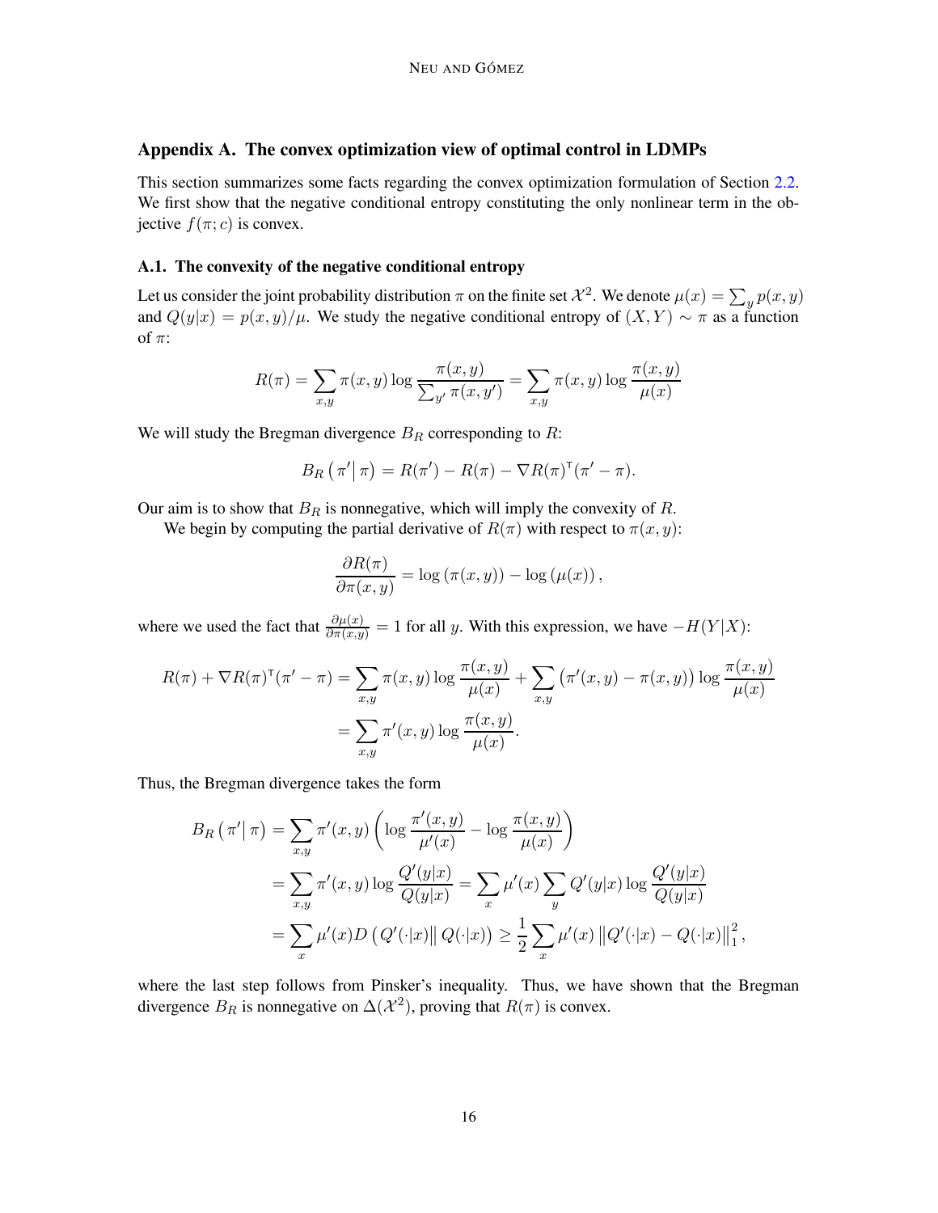## Appendix A. The convex optimization view of optimal control in LDMPs

This section summarizes some facts regarding the convex optimization formulation of Section 2.2. We first show that the negative conditional entropy constituting the only nonlinear term in the objective $f(\pi; c)$ is convex.

### A.1. The convexity of the negative conditional entropy

Let us consider the joint probability distribution $\pi$ on the finite set $\mathcal{X}^2$. We denote $\mu(x) = \sum_y p(x,y)$ and $Q(y|x) = p(x,y)/\mu$. We study the negative conditional entropy of $(X,Y) \sim \pi$ as a function of $\pi$:

$$R(\pi) = \sum_{x,y} \pi(x,y) \log \frac{\pi(x,y)}{\sum_{y'} \pi(x,y')} = \sum_{x,y} \pi(x,y) \log \frac{\pi(x,y)}{\mu(x)}$$

We will study the Bregman divergence $B_R$ corresponding to $R$:

$$B_R\left(\pi' \middle| \pi\right) = R(\pi') - R(\pi) - \nabla R(\pi)^\mathsf{T}(\pi' - \pi).$$

Our aim is to show that $B_R$ is nonnegative, which will imply the convexity of $R$.

We begin by computing the partial derivative of $R(\pi)$ with respect to $\pi(x,y)$:

$$\frac{\partial R(\pi)}{\partial \pi(x,y)} = \log\left(\pi(x,y)\right) - \log\left(\mu(x)\right),$$

where we used the fact that $\frac{\partial \mu(x)}{\partial \pi(x,y)} = 1$ for all $y$. With this expression, we have $-H(Y|X)$:

$$\begin{aligned}
R(\pi) + \nabla R(\pi)^\mathsf{T}(\pi' - \pi) &= \sum_{x,y} \pi(x,y) \log \frac{\pi(x,y)}{\mu(x)} + \sum_{x,y} \left(\pi'(x,y) - \pi(x,y)\right) \log \frac{\pi(x,y)}{\mu(x)} \\
&= \sum_{x,y} \pi'(x,y) \log \frac{\pi(x,y)}{\mu(x)}.
\end{aligned}$$

Thus, the Bregman divergence takes the form

$$\begin{aligned}
B_R\left(\pi' \middle| \pi\right) &= \sum_{x,y} \pi'(x,y) \left( \log \frac{\pi'(x,y)}{\mu'(x)} - \log \frac{\pi(x,y)}{\mu(x)} \right) \\
&= \sum_{x,y} \pi'(x,y) \log \frac{Q'(y|x)}{Q(y|x)} = \sum_x \mu'(x) \sum_y Q'(y|x) \log \frac{Q'(y|x)}{Q(y|x)} \\
&= \sum_x \mu'(x) D\left(Q'(\cdot|x) \middle\| Q(\cdot|x)\right) \geq \frac{1}{2} \sum_x \mu'(x) \left\| Q'(\cdot|x) - Q(\cdot|x) \right\|_1^2,
\end{aligned}$$

where the last step follows from Pinsker's inequality. Thus, we have shown that the Bregman divergence $B_R$ is nonnegative on $\Delta(\mathcal{X}^2)$, proving that $R(\pi)$ is convex.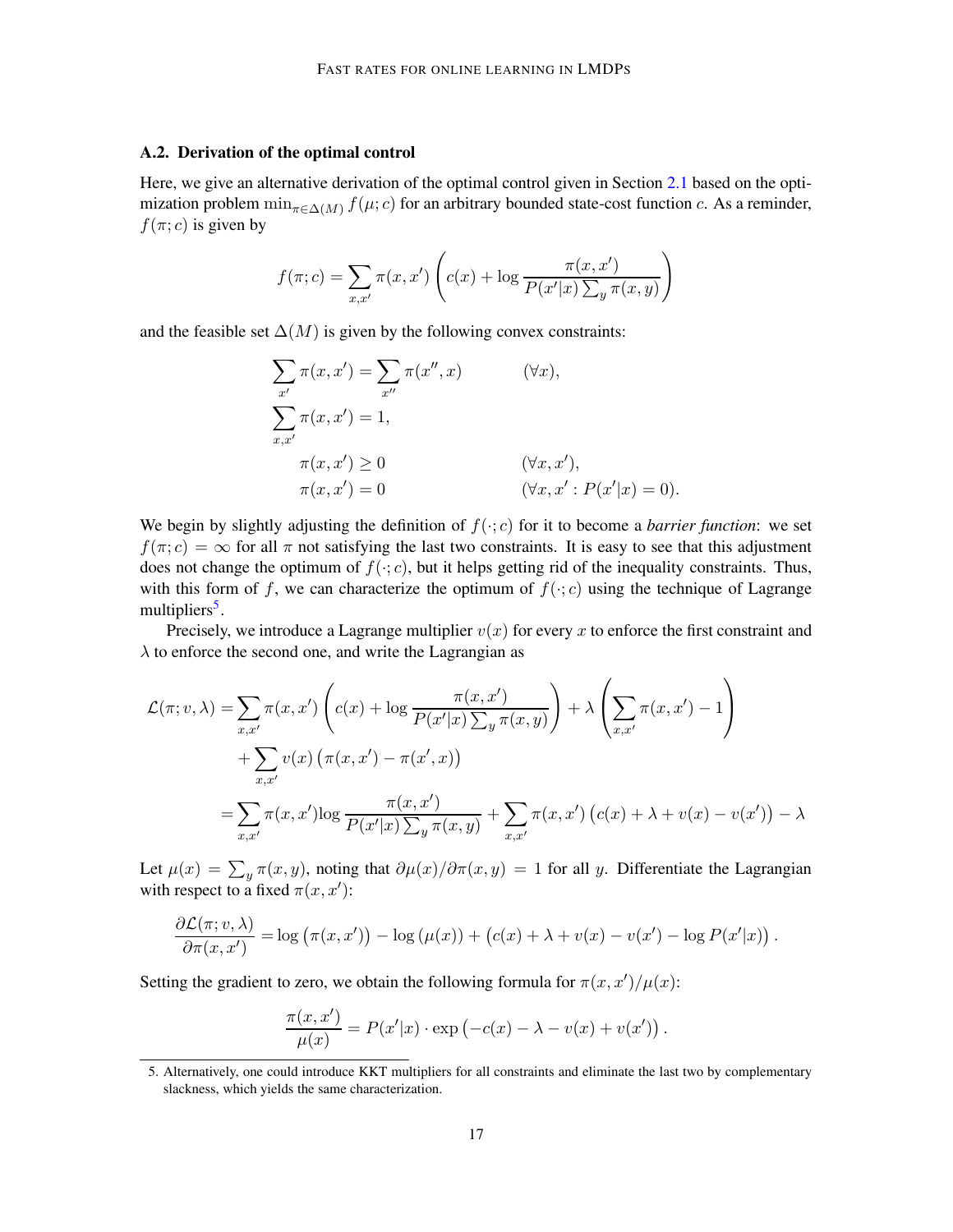### A.2. Derivation of the optimal control

Here, we give an alternative derivation of the optimal control given in Section 2.1 based on the optimization problem $\min_{\pi \in \Delta(M)} f(\mu; c)$ for an arbitrary bounded state-cost function $c$. As a reminder, $f(\pi; c)$ is given by

$$f(\pi; c) = \sum_{x,x'} \pi(x,x') \left( c(x) + \log \frac{\pi(x,x')}{P(x'|x) \sum_y \pi(x,y)} \right)$$

and the feasible set $\Delta(M)$ is given by the following convex constraints:

$$\begin{aligned}
\sum_{x'} \pi(x,x') &= \sum_{x''} \pi(x'',x) && (\forall x), \\
\sum_{x,x'} \pi(x,x') &= 1, && \\
\pi(x,x') &\geq 0 && (\forall x, x'), \\
\pi(x,x') &= 0 && (\forall x, x' : P(x'|x) = 0).
\end{aligned}$$

We begin by slightly adjusting the definition of $f(\cdot; c)$ for it to become a *barrier function*: we set $f(\pi; c) = \infty$ for all $\pi$ not satisfying the last two constraints. It is easy to see that this adjustment does not change the optimum of $f(\cdot; c)$, but it helps getting rid of the inequality constraints. Thus, with this form of $f$, we can characterize the optimum of $f(\cdot; c)$ using the technique of Lagrange multipliers[5].

Precisely, we introduce a Lagrange multiplier $v(x)$ for every $x$ to enforce the first constraint and $\lambda$ to enforce the second one, and write the Lagrangian as

$$\begin{aligned}
\mathcal{L}(\pi; v, \lambda) &= \sum_{x,x'} \pi(x,x') \left( c(x) + \log \frac{\pi(x,x')}{P(x'|x) \sum_y \pi(x,y)} \right) + \lambda \left( \sum_{x,x'} \pi(x,x') - 1 \right) \\
&\quad + \sum_{x,x'} v(x) \left( \pi(x,x') - \pi(x',x) \right) \\
&= \sum_{x,x'} \pi(x,x') \log \frac{\pi(x,x')}{P(x'|x) \sum_y \pi(x,y)} + \sum_{x,x'} \pi(x,x') \left( c(x) + \lambda + v(x) - v(x') \right) - \lambda
\end{aligned}$$

Let $\mu(x) = \sum_y \pi(x,y)$, noting that $\partial \mu(x) / \partial \pi(x,y) = 1$ for all $y$. Differentiate the Lagrangian with respect to a fixed $\pi(x,x')$:

$$\frac{\partial \mathcal{L}(\pi; v, \lambda)}{\partial \pi(x,x')} = \log \left( \pi(x,x') \right) - \log \left( \mu(x) \right) + \left( c(x) + \lambda + v(x) - v(x') - \log P(x'|x) \right).$$

Setting the gradient to zero, we obtain the following formula for $\pi(x,x')/\mu(x)$:

$$\frac{\pi(x,x')}{\mu(x)} = P(x'|x) \cdot \exp \left( -c(x) - \lambda - v(x) + v(x') \right).$$

5. Alternatively, one could introduce KKT multipliers for all constraints and eliminate the last two by complementary slackness, which yields the same characterization.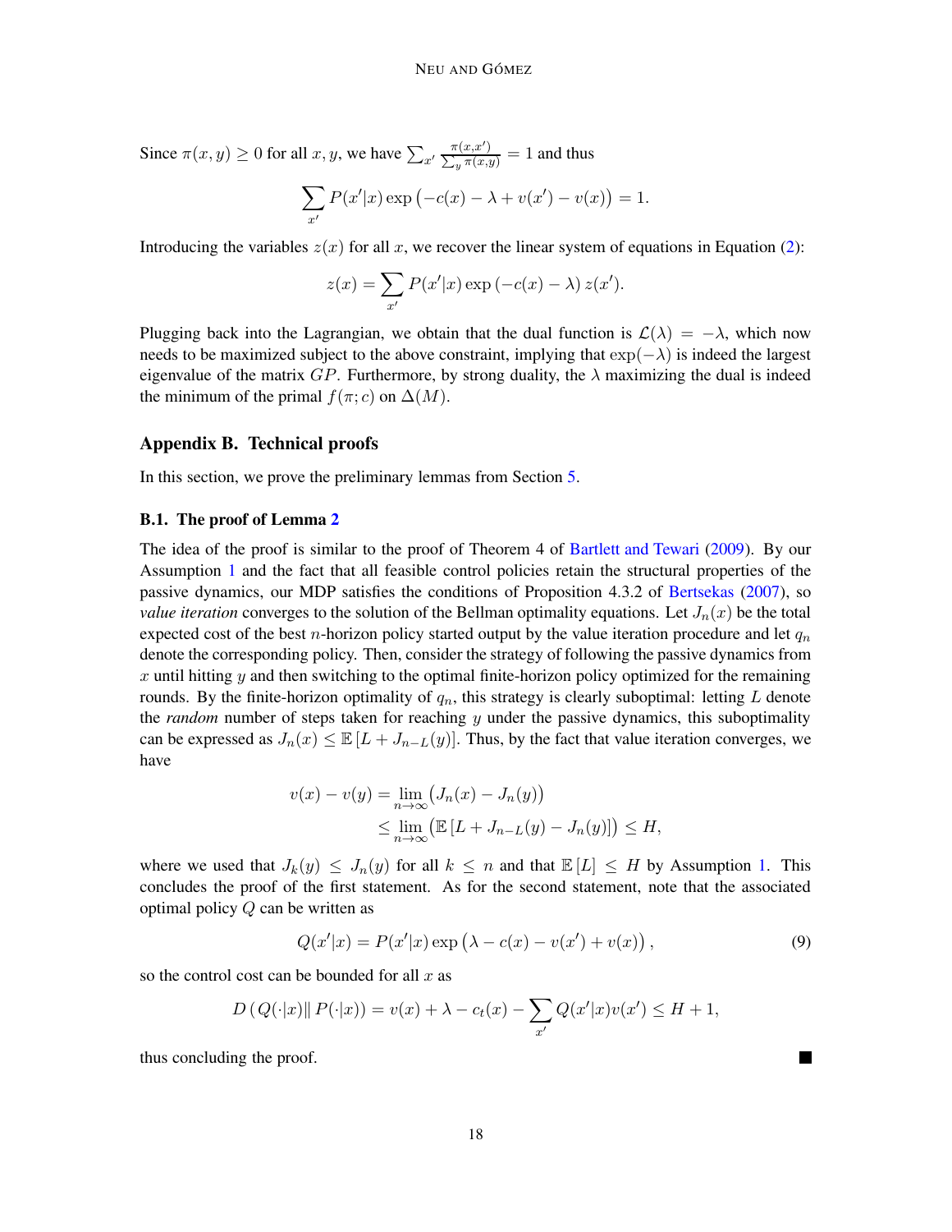Since $\pi(x, y) \geq 0$ for all $x, y$, we have $\sum_{x'} \frac{\pi(x,x')}{\sum_y \pi(x,y)} = 1$ and thus

$$\sum_{x'} P(x'|x) \exp\left(-c(x) - \lambda + v(x') - v(x)\right) = 1.$$

Introducing the variables $z(x)$ for all $x$, we recover the linear system of equations in Equation (2):

$$z(x) = \sum_{x'} P(x'|x) \exp\left(-c(x) - \lambda\right) z(x').$$

Plugging back into the Lagrangian, we obtain that the dual function is $\mathcal{L}(\lambda) = -\lambda$, which now needs to be maximized subject to the above constraint, implying that $\exp(-\lambda)$ is indeed the largest eigenvalue of the matrix $GP$. Furthermore, by strong duality, the $\lambda$ maximizing the dual is indeed the minimum of the primal $f(\pi; c)$ on $\Delta(M)$.

## Appendix B. Technical proofs

In this section, we prove the preliminary lemmas from Section 5.

### B.1. The proof of Lemma 2

The idea of the proof is similar to the proof of Theorem 4 of Bartlett and Tewari (2009). By our Assumption 1 and the fact that all feasible control policies retain the structural properties of the passive dynamics, our MDP satisfies the conditions of Proposition 4.3.2 of Bertsekas (2007), so *value iteration* converges to the solution of the Bellman optimality equations. Let $J_n(x)$ be the total expected cost of the best $n$-horizon policy started output by the value iteration procedure and let $q_n$ denote the corresponding policy. Then, consider the strategy of following the passive dynamics from $x$ until hitting $y$ and then switching to the optimal finite-horizon policy optimized for the remaining rounds. By the finite-horizon optimality of $q_n$, this strategy is clearly suboptimal: letting $L$ denote the *random* number of steps taken for reaching $y$ under the passive dynamics, this suboptimality can be expressed as $J_n(x) \leq \mathbb{E}\left[L + J_{n-L}(y)\right]$. Thus, by the fact that value iteration converges, we have

$$\begin{aligned} v(x) - v(y) &= \lim_{n\to\infty} \left(J_n(x) - J_n(y)\right) \\ &\leq \lim_{n\to\infty} \left(\mathbb{E}\left[L + J_{n-L}(y) - J_n(y)\right]\right) \leq H, \end{aligned}$$

where we used that $J_k(y) \leq J_n(y)$ for all $k \leq n$ and that $\mathbb{E}[L] \leq H$ by Assumption 1. This concludes the proof of the first statement. As for the second statement, note that the associated optimal policy $Q$ can be written as

$$Q(x'|x) = P(x'|x) \exp\left(\lambda - c(x) - v(x') + v(x)\right), \tag{9}$$

so the control cost can be bounded for all $x$ as

$$D\left(Q(\cdot|x) \| P(\cdot|x)\right) = v(x) + \lambda - c_t(x) - \sum_{x'} Q(x'|x) v(x') \leq H + 1,$$

thus concluding the proof. ■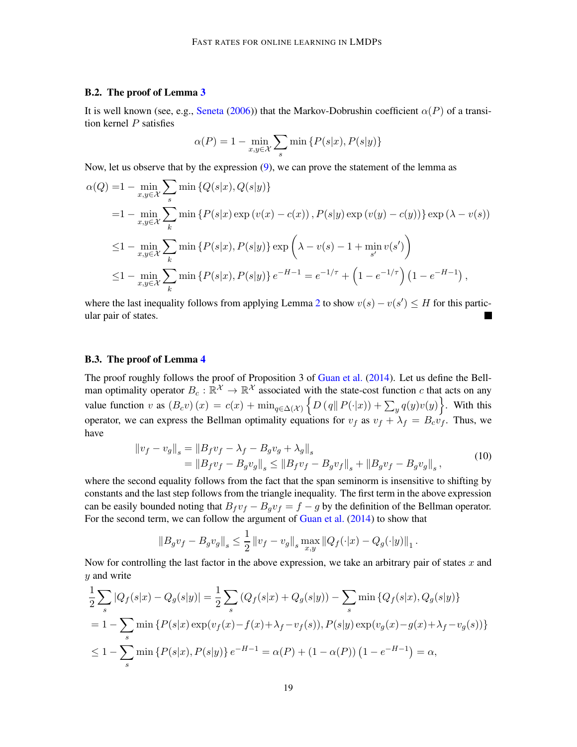### B.2. The proof of Lemma 3

It is well known (see, e.g., Seneta (2006)) that the Markov-Dobrushin coefficient $\alpha(P)$ of a transition kernel $P$ satisfies

$$\alpha(P) = 1 - \min_{x,y \in \mathcal{X}} \sum_s \min\left\{P(s|x), P(s|y)\right\}$$

Now, let us observe that by the expression (9), we can prove the statement of the lemma as

$$
\begin{aligned}
\alpha(Q) =& 1 - \min_{x,y \in \mathcal{X}} \sum_s \min\left\{Q(s|x), Q(s|y)\right\} \\
=& 1 - \min_{x,y \in \mathcal{X}} \sum_k \min\left\{P(s|x) \exp\left(v(x) - c(x)\right), P(s|y) \exp\left(v(y) - c(y)\right)\right\} \exp\left(\lambda - v(s)\right) \\
\leq& 1 - \min_{x,y \in \mathcal{X}} \sum_k \min\left\{P(s|x), P(s|y)\right\} \exp\left(\lambda - v(s) - 1 + \min_{s'} v(s')\right) \\
\leq& 1 - \min_{x,y \in \mathcal{X}} \sum_k \min\left\{P(s|x), P(s|y)\right\} e^{-H-1} = e^{-1/\tau} + \left(1 - e^{-1/\tau}\right)\left(1 - e^{-H-1}\right),
\end{aligned}
$$

where the last inequality follows from applying Lemma 2 to show $v(s) - v(s') \leq H$ for this particular pair of states. ■

### B.3. The proof of Lemma 4

The proof roughly follows the proof of Proposition 3 of Guan et al. (2014). Let us define the Bellman optimality operator $B_c : \mathbb{R}^{\mathcal{X}} \to \mathbb{R}^{\mathcal{X}}$ associated with the state-cost function $c$ that acts on any value function $v$ as $(B_c v)(x) = c(x) + \min_{q \in \Delta(\mathcal{X})} \left\{ D\left(q \| P(\cdot|x)\right) + \sum_y q(y) v(y) \right\}$. With this operator, we can express the Bellman optimality equations for $v_f$ as $v_f + \lambda_f = B_c v_f$. Thus, we have

$$
\begin{aligned}
\left\|v_f - v_g\right\|_s &= \left\|B_f v_f - \lambda_f - B_g v_g + \lambda_g\right\|_s \\
&= \left\|B_f v_f - B_g v_g\right\|_s \leq \left\|B_f v_f - B_g v_f\right\|_s + \left\|B_g v_f - B_g v_g\right\|_s,
\end{aligned}
\tag{10}
$$

where the second equality follows from the fact that the span seminorm is insensitive to shifting by constants and the last step follows from the triangle inequality. The first term in the above expression can be easily bounded noting that $B_f v_f - B_g v_f = f - g$ by the definition of the Bellman operator. For the second term, we can follow the argument of Guan et al. (2014) to show that

$$\left\|B_g v_f - B_g v_g\right\|_s \leq \frac{1}{2} \left\|v_f - v_g\right\|_s \max_{x,y} \left\|Q_f(\cdot|x) - Q_g(\cdot|y)\right\|_1.$$

Now for controlling the last factor in the above expression, we take an arbitrary pair of states $x$ and $y$ and write

$$
\begin{aligned}
&\frac{1}{2} \sum_s \left|Q_f(s|x) - Q_g(s|y)\right| = \frac{1}{2} \sum_s \left(Q_f(s|x) + Q_g(s|y)\right) - \sum_s \min\left\{Q_f(s|x), Q_g(s|y)\right\} \\
&= 1 - \sum_s \min\left\{P(s|x) \exp(v_f(x) - f(x) + \lambda_f - v_f(s)), P(s|y) \exp(v_g(x) - g(x) + \lambda_f - v_g(s))\right\} \\
&\leq 1 - \sum_s \min\left\{P(s|x), P(s|y)\right\} e^{-H-1} = \alpha(P) + (1 - \alpha(P))\left(1 - e^{-H-1}\right) = \alpha,
\end{aligned}
$$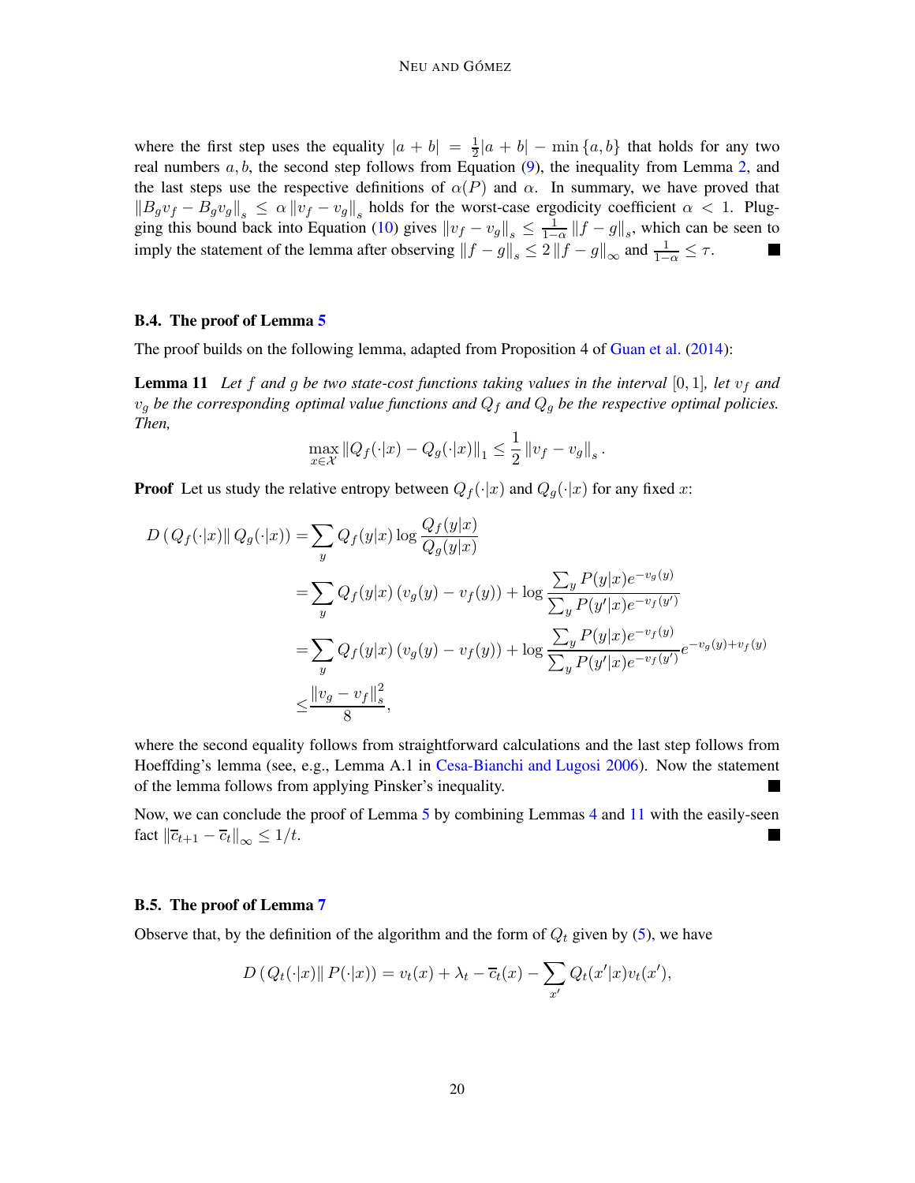where the first step uses the equality $|a + b| = \frac{1}{2}|a + b| - \min\{a, b\}$ that holds for any two real numbers $a, b$, the second step follows from Equation (9), the inequality from Lemma 2, and the last steps use the respective definitions of $\alpha(P)$ and $\alpha$. In summary, we have proved that $\|B_g v_f - B_g v_g\|_s \leq \alpha \|v_f - v_g\|_s$ holds for the worst-case ergodicity coefficient $\alpha < 1$. Plugging this bound back into Equation (10) gives $\|v_f - v_g\|_s \leq \frac{1}{1-\alpha}\|f - g\|_s$, which can be seen to imply the statement of the lemma after observing $\|f - g\|_s \leq 2\|f - g\|_\infty$ and $\frac{1}{1-\alpha} \leq \tau$. ∎

### B.4. The proof of Lemma 5

The proof builds on the following lemma, adapted from Proposition 4 of Guan et al. (2014):

**Lemma 11** *Let $f$ and $g$ be two state-cost functions taking values in the interval $[0, 1]$, let $v_f$ and $v_g$ be the corresponding optimal value functions and $Q_f$ and $Q_g$ be the respective optimal policies. Then,*

$$\max_{x \in \mathcal{X}} \|Q_f(\cdot|x) - Q_g(\cdot|x)\|_1 \leq \frac{1}{2}\|v_f - v_g\|_s.$$

**Proof** Let us study the relative entropy between $Q_f(\cdot|x)$ and $Q_g(\cdot|x)$ for any fixed $x$:

$$
\begin{aligned}
D\left(Q_f(\cdot|x)\| Q_g(\cdot|x)\right) &= \sum_y Q_f(y|x) \log \frac{Q_f(y|x)}{Q_g(y|x)} \\
&= \sum_y Q_f(y|x)\left(v_g(y) - v_f(y)\right) + \log \frac{\sum_y P(y|x) e^{-v_g(y)}}{\sum_y P(y'|x) e^{-v_f(y')}} \\
&= \sum_y Q_f(y|x)\left(v_g(y) - v_f(y)\right) + \log \frac{\sum_y P(y|x) e^{-v_f(y)}}{\sum_y P(y'|x) e^{-v_f(y')}} e^{-v_g(y) + v_f(y)} \\
&\leq \frac{\|v_g - v_f\|_s^2}{8},
\end{aligned}
$$

where the second equality follows from straightforward calculations and the last step follows from Hoeffding's lemma (see, e.g., Lemma A.1 in Cesa-Bianchi and Lugosi 2006). Now the statement of the lemma follows from applying Pinsker's inequality. ∎

Now, we can conclude the proof of Lemma 5 by combining Lemmas 4 and 11 with the easily-seen fact $\|\overline{c}_{t+1} - \overline{c}_t\|_\infty \leq 1/t$. ∎

### B.5. The proof of Lemma 7

Observe that, by the definition of the algorithm and the form of $Q_t$ given by (5), we have

$$D\left(Q_t(\cdot|x)\| P(\cdot|x)\right) = v_t(x) + \lambda_t - \overline{c}_t(x) - \sum_{x'} Q_t(x'|x) v_t(x'),$$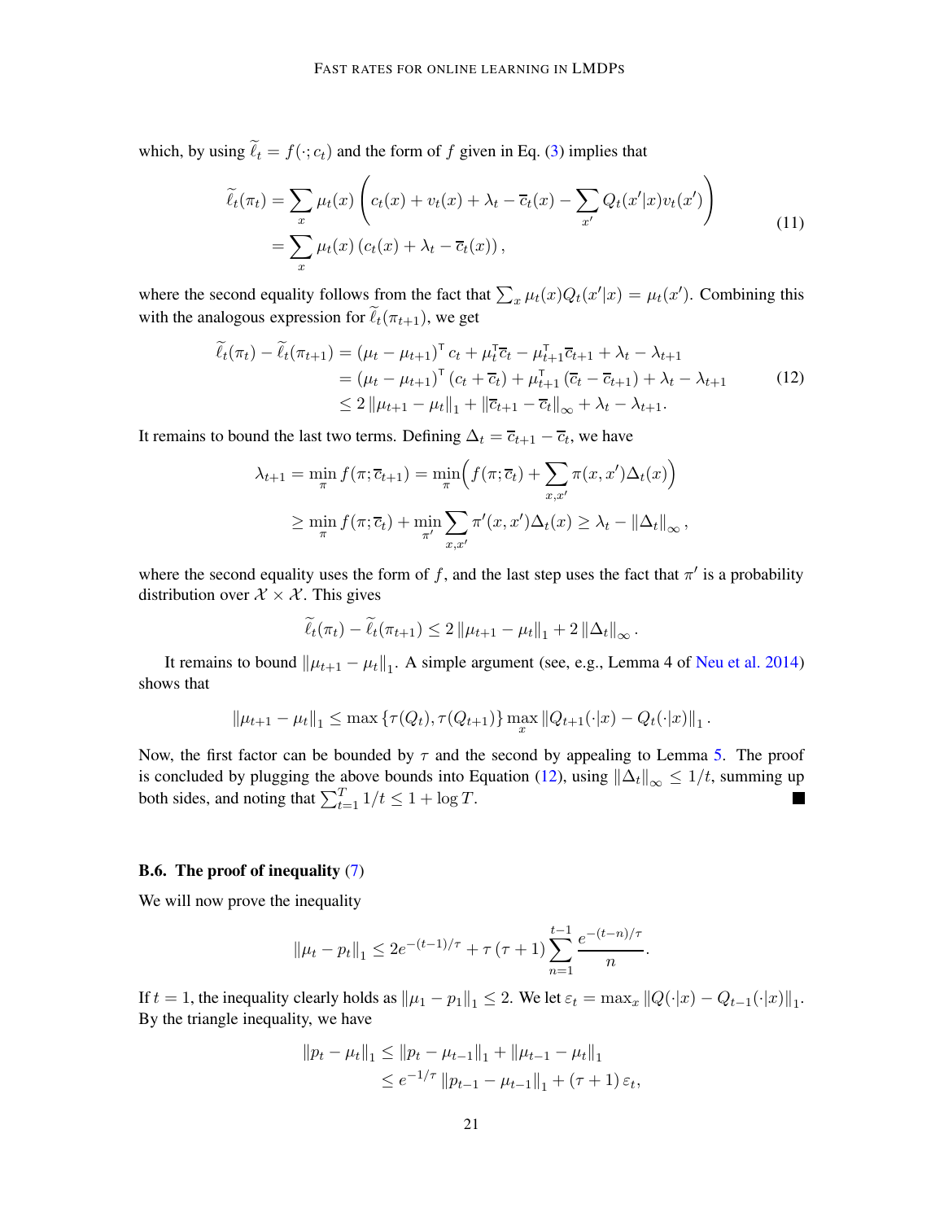which, by using $\widetilde{\ell}_t = f(\cdot; c_t)$ and the form of $f$ given in Eq. (3) implies that

$$
\begin{aligned}
\widetilde{\ell}_t(\pi_t) &= \sum_x \mu_t(x) \left( c_t(x) + v_t(x) + \lambda_t - \overline{c}_t(x) - \sum_{x'} Q_t(x'|x) v_t(x') \right) \\
&= \sum_x \mu_t(x) \left( c_t(x) + \lambda_t - \overline{c}_t(x) \right),
\end{aligned}
\tag{11}
$$

where the second equality follows from the fact that $\sum_x \mu_t(x) Q_t(x'|x) = \mu_t(x')$. Combining this with the analogous expression for $\widetilde{\ell}_t(\pi_{t+1})$, we get

$$
\begin{aligned}
\widetilde{\ell}_t(\pi_t) - \widetilde{\ell}_t(\pi_{t+1}) &= \left(\mu_t - \mu_{t+1}\right)^\mathsf{T} c_t + \mu_t^\mathsf{T} \overline{c}_t - \mu_{t+1}^\mathsf{T} \overline{c}_{t+1} + \lambda_t - \lambda_{t+1} \\
&= \left(\mu_t - \mu_{t+1}\right)^\mathsf{T} \left(c_t + \overline{c}_t\right) + \mu_{t+1}^\mathsf{T} \left(\overline{c}_t - \overline{c}_{t+1}\right) + \lambda_t - \lambda_{t+1} \\
&\leq 2 \left\|\mu_{t+1} - \mu_t\right\|_1 + \left\|\overline{c}_{t+1} - \overline{c}_t\right\|_\infty + \lambda_t - \lambda_{t+1}.
\end{aligned}
\tag{12}
$$

It remains to bound the last two terms. Defining $\Delta_t = \overline{c}_{t+1} - \overline{c}_t$, we have

$$
\begin{aligned}
\lambda_{t+1} = \min_\pi f(\pi; \overline{c}_{t+1}) &= \min_\pi \Big( f(\pi; \overline{c}_t) + \sum_{x,x'} \pi(x, x') \Delta_t(x) \Big) \\
&\geq \min_\pi f(\pi; \overline{c}_t) + \min_{\pi'} \sum_{x,x'} \pi'(x, x') \Delta_t(x) \geq \lambda_t - \left\|\Delta_t\right\|_\infty,
\end{aligned}
$$

where the second equality uses the form of $f$, and the last step uses the fact that $\pi'$ is a probability distribution over $\mathcal{X} \times \mathcal{X}$. This gives

$$
\widetilde{\ell}_t(\pi_t) - \widetilde{\ell}_t(\pi_{t+1}) \leq 2 \left\|\mu_{t+1} - \mu_t\right\|_1 + 2 \left\|\Delta_t\right\|_\infty.
$$

It remains to bound $\left\|\mu_{t+1} - \mu_t\right\|_1$. A simple argument (see, e.g., Lemma 4 of Neu et al. 2014) shows that

$$
\left\|\mu_{t+1} - \mu_t\right\|_1 \leq \max\left\{\tau(Q_t), \tau(Q_{t+1})\right\} \max_x \left\|Q_{t+1}(\cdot|x) - Q_t(\cdot|x)\right\|_1.
$$

Now, the first factor can be bounded by $\tau$ and the second by appealing to Lemma 5. The proof is concluded by plugging the above bounds into Equation (12), using $\left\|\Delta_t\right\|_\infty \leq 1/t$, summing up both sides, and noting that $\sum_{t=1}^T 1/t \leq 1 + \log T$. ■

### B.6. The proof of inequality (7)

We will now prove the inequality

$$
\left\|\mu_t - p_t\right\|_1 \leq 2e^{-(t-1)/\tau} + \tau\left(\tau + 1\right) \sum_{n=1}^{t-1} \frac{e^{-(t-n)/\tau}}{n}.
$$

If $t = 1$, the inequality clearly holds as $\left\|\mu_1 - p_1\right\|_1 \leq 2$. We let $\varepsilon_t = \max_x \left\|Q(\cdot|x) - Q_{t-1}(\cdot|x)\right\|_1$. By the triangle inequality, we have

$$
\begin{aligned}
\left\|p_t - \mu_t\right\|_1 &\leq \left\|p_t - \mu_{t-1}\right\|_1 + \left\|\mu_{t-1} - \mu_t\right\|_1 \\
&\leq e^{-1/\tau} \left\|p_{t-1} - \mu_{t-1}\right\|_1 + \left(\tau + 1\right) \varepsilon_t,
\end{aligned}
$$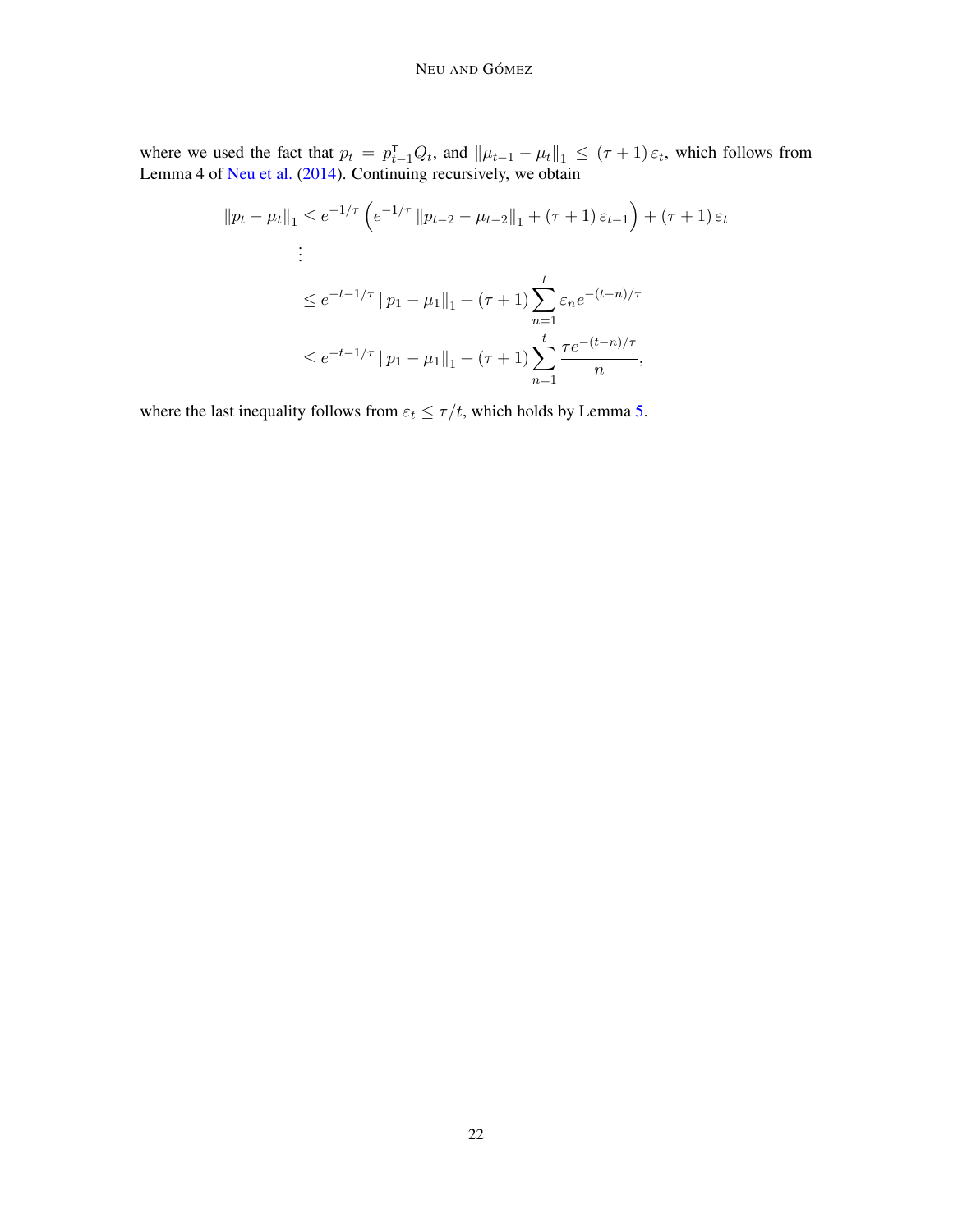where we used the fact that $p_t = p_{t-1}^\mathsf{T} Q_t$, and $\left\|\mu_{t-1} - \mu_t\right\|_1 \leq (\tau + 1)\,\varepsilon_t$, which follows from Lemma 4 of Neu et al. (2014). Continuing recursively, we obtain

$$
\begin{aligned}
\left\|p_t - \mu_t\right\|_1 &\leq e^{-1/\tau}\left(e^{-1/\tau}\left\|p_{t-2} - \mu_{t-2}\right\|_1 + (\tau+1)\,\varepsilon_{t-1}\right) + (\tau+1)\,\varepsilon_t \\
&\;\;\vdots \\
&\leq e^{-t-1/\tau}\left\|p_1 - \mu_1\right\|_1 + (\tau+1)\sum_{n=1}^{t} \varepsilon_n e^{-(t-n)/\tau} \\
&\leq e^{-t-1/\tau}\left\|p_1 - \mu_1\right\|_1 + (\tau+1)\sum_{n=1}^{t} \frac{\tau e^{-(t-n)/\tau}}{n},
\end{aligned}
$$

where the last inequality follows from $\varepsilon_t \leq \tau/t$, which holds by Lemma 5.